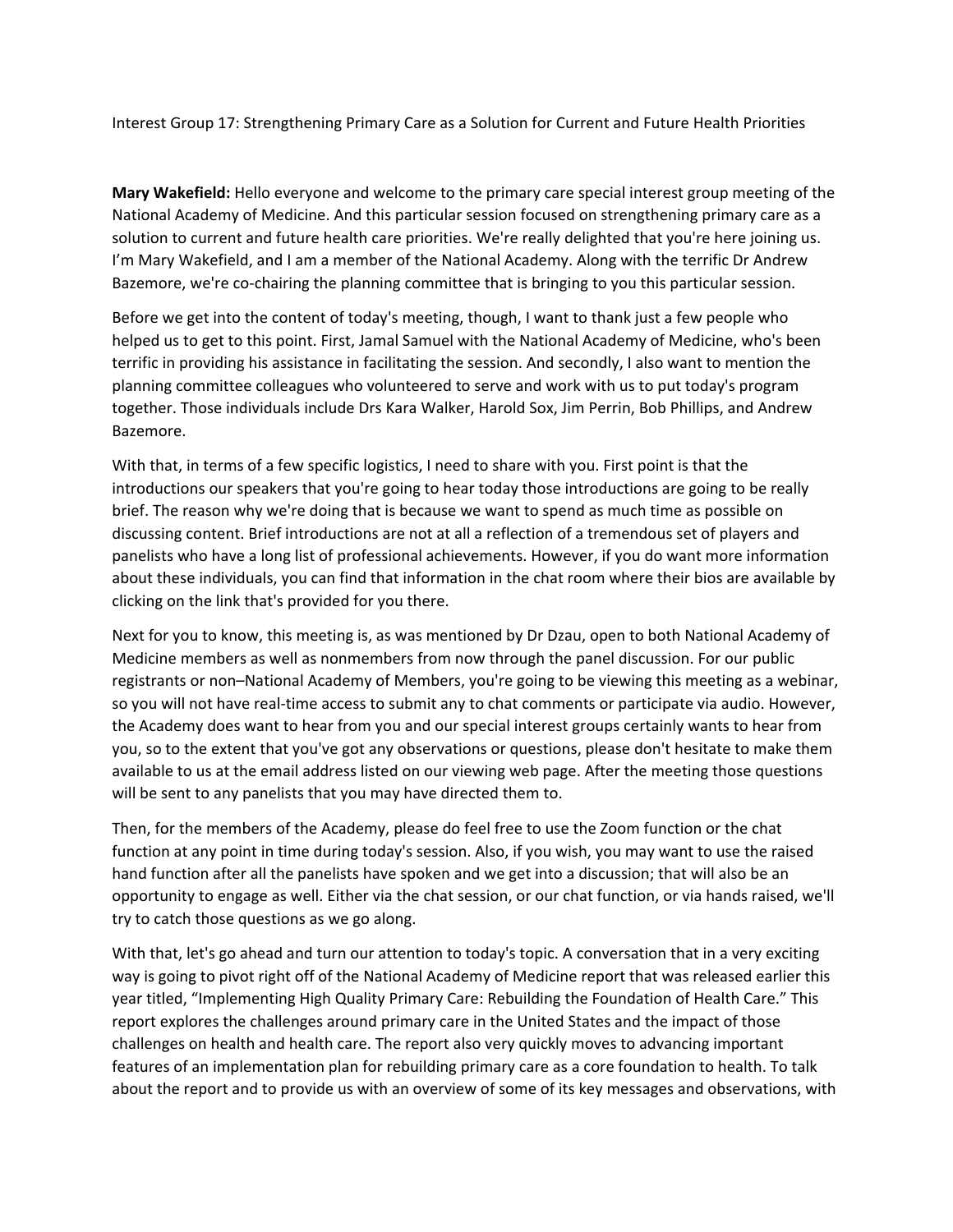Interest Group 17: Strengthening Primary Care as a Solution for Current and Future Health Priorities

**Mary Wakefield:** Hello everyone and welcome to the primary care special interest group meeting of the National Academy of Medicine. And this particular session focused on strengthening primary care as a solution to current and future health care priorities. We're really delighted that you're here joining us. I'm Mary Wakefield, and I am a member of the National Academy. Along with the terrific Dr Andrew Bazemore, we're co-chairing the planning committee that is bringing to you this particular session.

Before we get into the content of today's meeting, though, I want to thank just a few people who helped us to get to this point. First, Jamal Samuel with the National Academy of Medicine, who's been terrific in providing his assistance in facilitating the session. And secondly, I also want to mention the planning committee colleagues who volunteered to serve and work with us to put today's program together. Those individuals include Drs Kara Walker, Harold Sox, Jim Perrin, Bob Phillips, and Andrew Bazemore.

With that, in terms of a few specific logistics, I need to share with you. First point is that the introductions our speakers that you're going to hear today those introductions are going to be really brief. The reason why we're doing that is because we want to spend as much time as possible on discussing content. Brief introductions are not at all a reflection of a tremendous set of players and panelists who have a long list of professional achievements. However, if you do want more information about these individuals, you can find that information in the chat room where their bios are available by clicking on the link that's provided for you there.

Next for you to know, this meeting is, as was mentioned by Dr Dzau, open to both National Academy of Medicine members as well as nonmembers from now through the panel discussion. For our public registrants or non–National Academy of Members, you're going to be viewing this meeting as a webinar, so you will not have real-time access to submit any to chat comments or participate via audio. However, the Academy does want to hear from you and our special interest groups certainly wants to hear from you, so to the extent that you've got any observations or questions, please don't hesitate to make them available to us at the email address listed on our viewing web page. After the meeting those questions will be sent to any panelists that you may have directed them to.

Then, for the members of the Academy, please do feel free to use the Zoom function or the chat function at any point in time during today's session. Also, if you wish, you may want to use the raised hand function after all the panelists have spoken and we get into a discussion; that will also be an opportunity to engage as well. Either via the chat session, or our chat function, or via hands raised, we'll try to catch those questions as we go along.

With that, let's go ahead and turn our attention to today's topic. A conversation that in a very exciting way is going to pivot right off of the National Academy of Medicine report that was released earlier this year titled, "Implementing High Quality Primary Care: Rebuilding the Foundation of Health Care." This report explores the challenges around primary care in the United States and the impact of those challenges on health and health care. The report also very quickly moves to advancing important features of an implementation plan for rebuilding primary care as a core foundation to health. To talk about the report and to provide us with an overview of some of its key messages and observations, with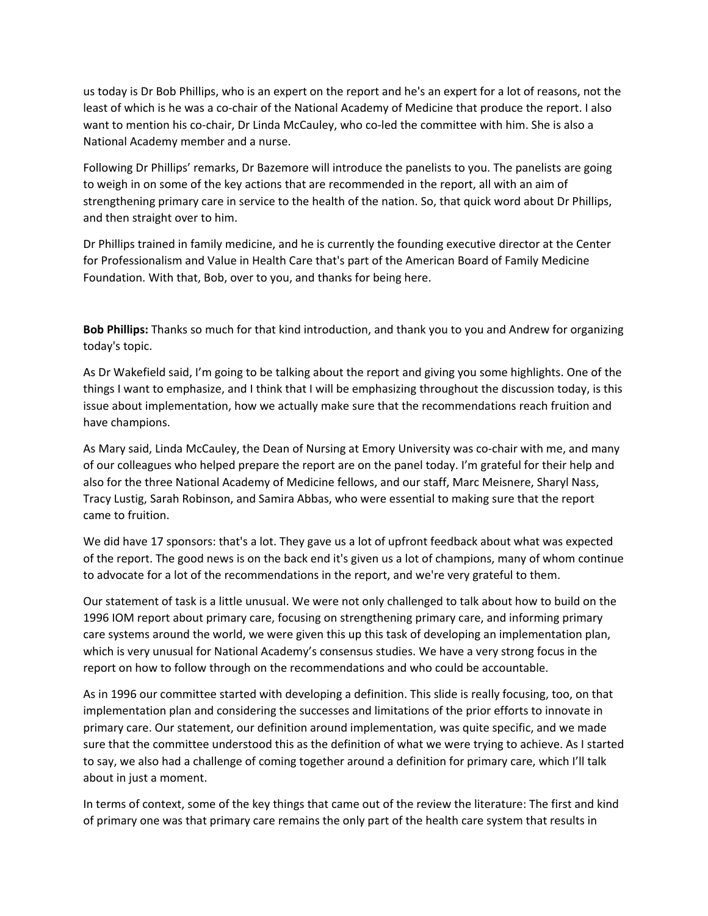us today is Dr Bob Phillips, who is an expert on the report and he's an expert for a lot of reasons, not the least of which is he was a co-chair of the National Academy of Medicine that produce the report. I also want to mention his co-chair, Dr Linda McCauley, who co-led the committee with him. She is also a National Academy member and a nurse.

Following Dr Phillips' remarks, Dr Bazemore will introduce the panelists to you. The panelists are going to weigh in on some of the key actions that are recommended in the report, all with an aim of strengthening primary care in service to the health of the nation. So, that quick word about Dr Phillips, and then straight over to him.

Dr Phillips trained in family medicine, and he is currently the founding executive director at the Center for Professionalism and Value in Health Care that's part of the American Board of Family Medicine Foundation. With that, Bob, over to you, and thanks for being here.

**Bob Phillips:** Thanks so much for that kind introduction, and thank you to you and Andrew for organizing today's topic.

As Dr Wakefield said, I'm going to be talking about the report and giving you some highlights. One of the things I want to emphasize, and I think that I will be emphasizing throughout the discussion today, is this issue about implementation, how we actually make sure that the recommendations reach fruition and have champions.

As Mary said, Linda McCauley, the Dean of Nursing at Emory University was co-chair with me, and many of our colleagues who helped prepare the report are on the panel today. I'm grateful for their help and also for the three National Academy of Medicine fellows, and our staff, Marc Meisnere, Sharyl Nass, Tracy Lustig, Sarah Robinson, and Samira Abbas, who were essential to making sure that the report came to fruition.

We did have 17 sponsors: that's a lot. They gave us a lot of upfront feedback about what was expected of the report. The good news is on the back end it's given us a lot of champions, many of whom continue to advocate for a lot of the recommendations in the report, and we're very grateful to them.

Our statement of task is a little unusual. We were not only challenged to talk about how to build on the 1996 IOM report about primary care, focusing on strengthening primary care, and informing primary care systems around the world, we were given this up this task of developing an implementation plan, which is very unusual for National Academy's consensus studies. We have a very strong focus in the report on how to follow through on the recommendations and who could be accountable.

As in 1996 our committee started with developing a definition. This slide is really focusing, too, on that implementation plan and considering the successes and limitations of the prior efforts to innovate in primary care. Our statement, our definition around implementation, was quite specific, and we made sure that the committee understood this as the definition of what we were trying to achieve. As I started to say, we also had a challenge of coming together around a definition for primary care, which I'll talk about in just a moment.

In terms of context, some of the key things that came out of the review the literature: The first and kind of primary one was that primary care remains the only part of the health care system that results in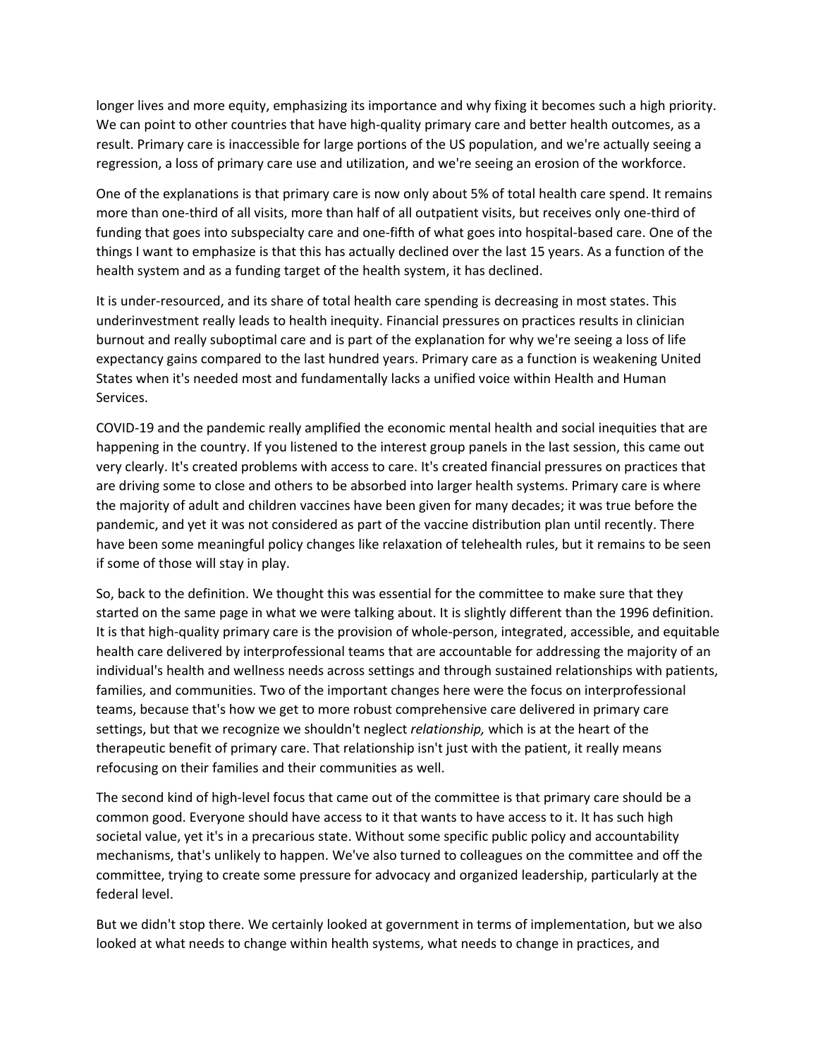longer lives and more equity, emphasizing its importance and why fixing it becomes such a high priority. We can point to other countries that have high-quality primary care and better health outcomes, as a result. Primary care is inaccessible for large portions of the US population, and we're actually seeing a regression, a loss of primary care use and utilization, and we're seeing an erosion of the workforce.

One of the explanations is that primary care is now only about 5% of total health care spend. It remains more than one-third of all visits, more than half of all outpatient visits, but receives only one-third of funding that goes into subspecialty care and one-fifth of what goes into hospital-based care. One of the things I want to emphasize is that this has actually declined over the last 15 years. As a function of the health system and as a funding target of the health system, it has declined.

It is under-resourced, and its share of total health care spending is decreasing in most states. This underinvestment really leads to health inequity. Financial pressures on practices results in clinician burnout and really suboptimal care and is part of the explanation for why we're seeing a loss of life expectancy gains compared to the last hundred years. Primary care as a function is weakening United States when it's needed most and fundamentally lacks a unified voice within Health and Human Services.

COVID-19 and the pandemic really amplified the economic mental health and social inequities that are happening in the country. If you listened to the interest group panels in the last session, this came out very clearly. It's created problems with access to care. It's created financial pressures on practices that are driving some to close and others to be absorbed into larger health systems. Primary care is where the majority of adult and children vaccines have been given for many decades; it was true before the pandemic, and yet it was not considered as part of the vaccine distribution plan until recently. There have been some meaningful policy changes like relaxation of telehealth rules, but it remains to be seen if some of those will stay in play.

So, back to the definition. We thought this was essential for the committee to make sure that they started on the same page in what we were talking about. It is slightly different than the 1996 definition. It is that high-quality primary care is the provision of whole-person, integrated, accessible, and equitable health care delivered by interprofessional teams that are accountable for addressing the majority of an individual's health and wellness needs across settings and through sustained relationships with patients, families, and communities. Two of the important changes here were the focus on interprofessional teams, because that's how we get to more robust comprehensive care delivered in primary care settings, but that we recognize we shouldn't neglect *relationship,* which is at the heart of the therapeutic benefit of primary care. That relationship isn't just with the patient, it really means refocusing on their families and their communities as well.

The second kind of high-level focus that came out of the committee is that primary care should be a common good. Everyone should have access to it that wants to have access to it. It has such high societal value, yet it's in a precarious state. Without some specific public policy and accountability mechanisms, that's unlikely to happen. We've also turned to colleagues on the committee and off the committee, trying to create some pressure for advocacy and organized leadership, particularly at the federal level.

But we didn't stop there. We certainly looked at government in terms of implementation, but we also looked at what needs to change within health systems, what needs to change in practices, and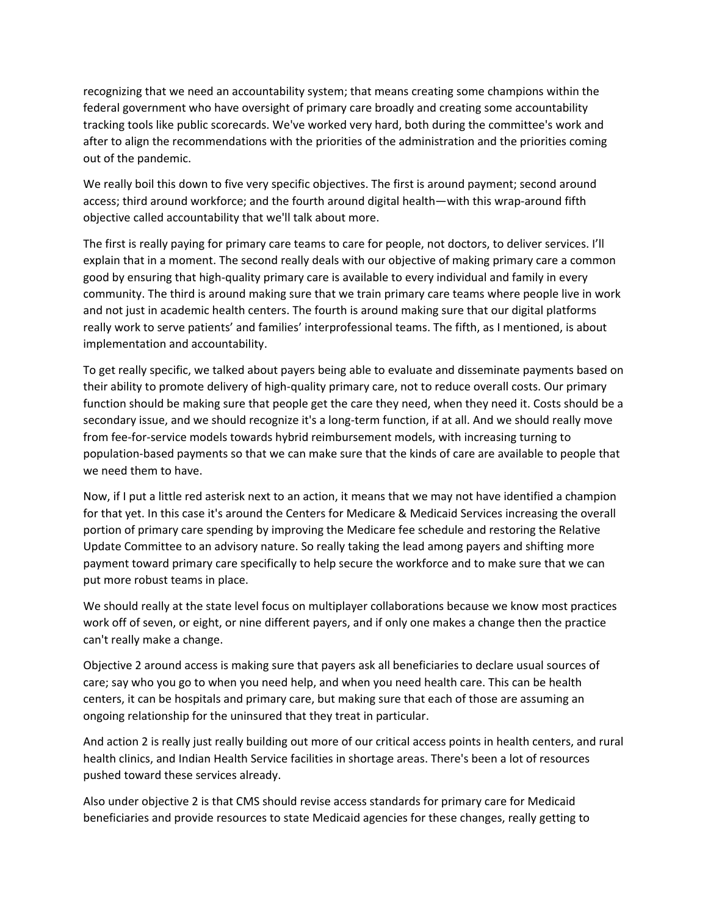recognizing that we need an accountability system; that means creating some champions within the federal government who have oversight of primary care broadly and creating some accountability tracking tools like public scorecards. We've worked very hard, both during the committee's work and after to align the recommendations with the priorities of the administration and the priorities coming out of the pandemic.

We really boil this down to five very specific objectives. The first is around payment; second around access; third around workforce; and the fourth around digital health—with this wrap-around fifth objective called accountability that we'll talk about more.

The first is really paying for primary care teams to care for people, not doctors, to deliver services. I'll explain that in a moment. The second really deals with our objective of making primary care a common good by ensuring that high-quality primary care is available to every individual and family in every community. The third is around making sure that we train primary care teams where people live in work and not just in academic health centers. The fourth is around making sure that our digital platforms really work to serve patients' and families' interprofessional teams. The fifth, as I mentioned, is about implementation and accountability.

To get really specific, we talked about payers being able to evaluate and disseminate payments based on their ability to promote delivery of high-quality primary care, not to reduce overall costs. Our primary function should be making sure that people get the care they need, when they need it. Costs should be a secondary issue, and we should recognize it's a long-term function, if at all. And we should really move from fee-for-service models towards hybrid reimbursement models, with increasing turning to population-based payments so that we can make sure that the kinds of care are available to people that we need them to have.

Now, if I put a little red asterisk next to an action, it means that we may not have identified a champion for that yet. In this case it's around the Centers for Medicare & Medicaid Services increasing the overall portion of primary care spending by improving the Medicare fee schedule and restoring the Relative Update Committee to an advisory nature. So really taking the lead among payers and shifting more payment toward primary care specifically to help secure the workforce and to make sure that we can put more robust teams in place.

We should really at the state level focus on multiplayer collaborations because we know most practices work off of seven, or eight, or nine different payers, and if only one makes a change then the practice can't really make a change.

Objective 2 around access is making sure that payers ask all beneficiaries to declare usual sources of care; say who you go to when you need help, and when you need health care. This can be health centers, it can be hospitals and primary care, but making sure that each of those are assuming an ongoing relationship for the uninsured that they treat in particular.

And action 2 is really just really building out more of our critical access points in health centers, and rural health clinics, and Indian Health Service facilities in shortage areas. There's been a lot of resources pushed toward these services already.

Also under objective 2 is that CMS should revise access standards for primary care for Medicaid beneficiaries and provide resources to state Medicaid agencies for these changes, really getting to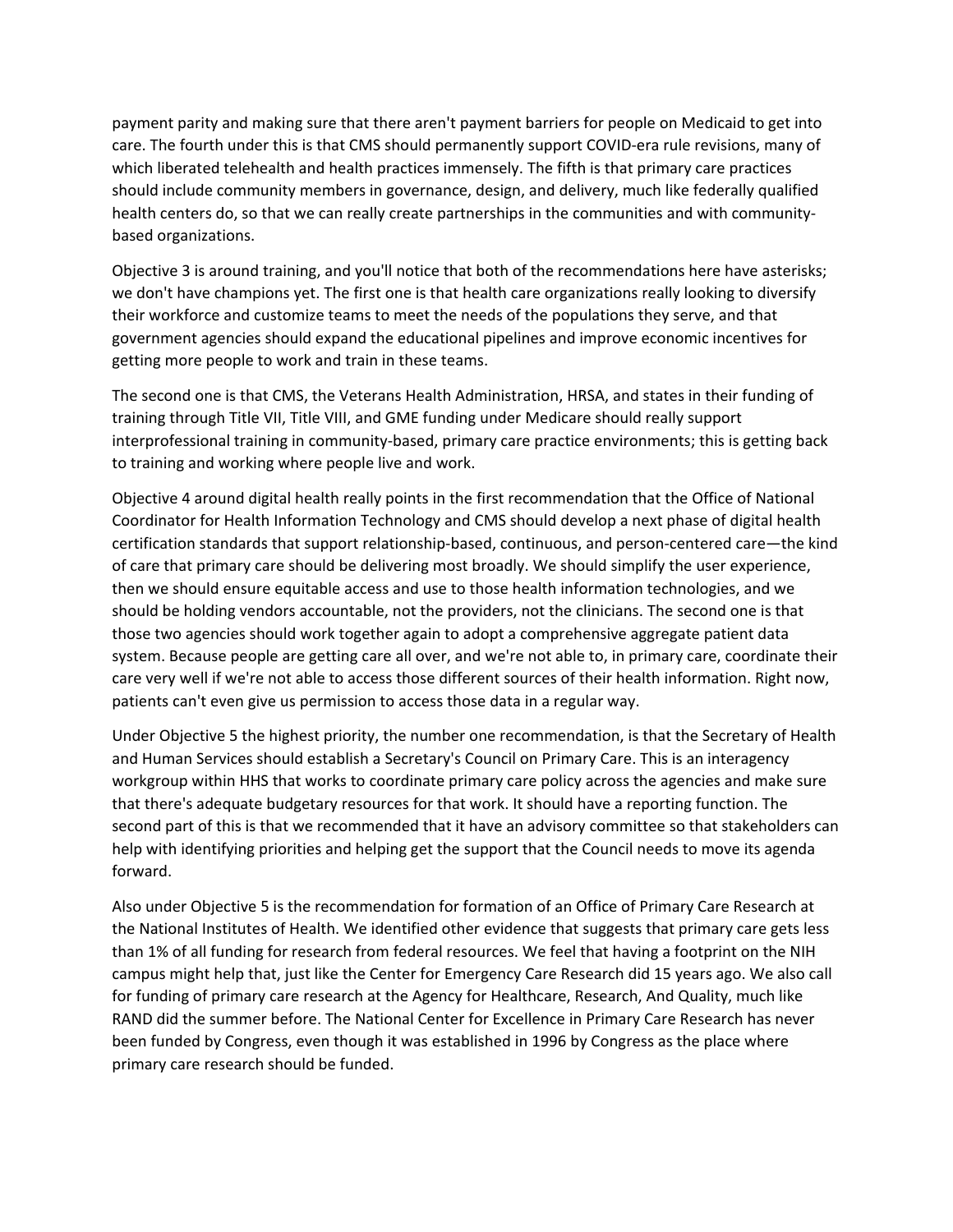payment parity and making sure that there aren't payment barriers for people on Medicaid to get into care. The fourth under this is that CMS should permanently support COVID-era rule revisions, many of which liberated telehealth and health practices immensely. The fifth is that primary care practices should include community members in governance, design, and delivery, much like federally qualified health centers do, so that we can really create partnerships in the communities and with community-based organizations.

Objective 3 is around training, and you'll notice that both of the recommendations here have asterisks; we don't have champions yet. The first one is that health care organizations really looking to diversify their workforce and customize teams to meet the needs of the populations they serve, and that government agencies should expand the educational pipelines and improve economic incentives for getting more people to work and train in these teams.

The second one is that CMS, the Veterans Health Administration, HRSA, and states in their funding of training through Title VII, Title VIII, and GME funding under Medicare should really support interprofessional training in community-based, primary care practice environments; this is getting back to training and working where people live and work.

Objective 4 around digital health really points in the first recommendation that the Office of National Coordinator for Health Information Technology and CMS should develop a next phase of digital health certification standards that support relationship-based, continuous, and person-centered care—the kind of care that primary care should be delivering most broadly. We should simplify the user experience, then we should ensure equitable access and use to those health information technologies, and we should be holding vendors accountable, not the providers, not the clinicians. The second one is that those two agencies should work together again to adopt a comprehensive aggregate patient data system. Because people are getting care all over, and we're not able to, in primary care, coordinate their care very well if we're not able to access those different sources of their health information. Right now, patients can't even give us permission to access those data in a regular way.

Under Objective 5 the highest priority, the number one recommendation, is that the Secretary of Health and Human Services should establish a Secretary's Council on Primary Care. This is an interagency workgroup within HHS that works to coordinate primary care policy across the agencies and make sure that there's adequate budgetary resources for that work. It should have a reporting function. The second part of this is that we recommended that it have an advisory committee so that stakeholders can help with identifying priorities and helping get the support that the Council needs to move its agenda forward.

Also under Objective 5 is the recommendation for formation of an Office of Primary Care Research at the National Institutes of Health. We identified other evidence that suggests that primary care gets less than 1% of all funding for research from federal resources. We feel that having a footprint on the NIH campus might help that, just like the Center for Emergency Care Research did 15 years ago. We also call for funding of primary care research at the Agency for Healthcare, Research, And Quality, much like RAND did the summer before. The National Center for Excellence in Primary Care Research has never been funded by Congress, even though it was established in 1996 by Congress as the place where primary care research should be funded.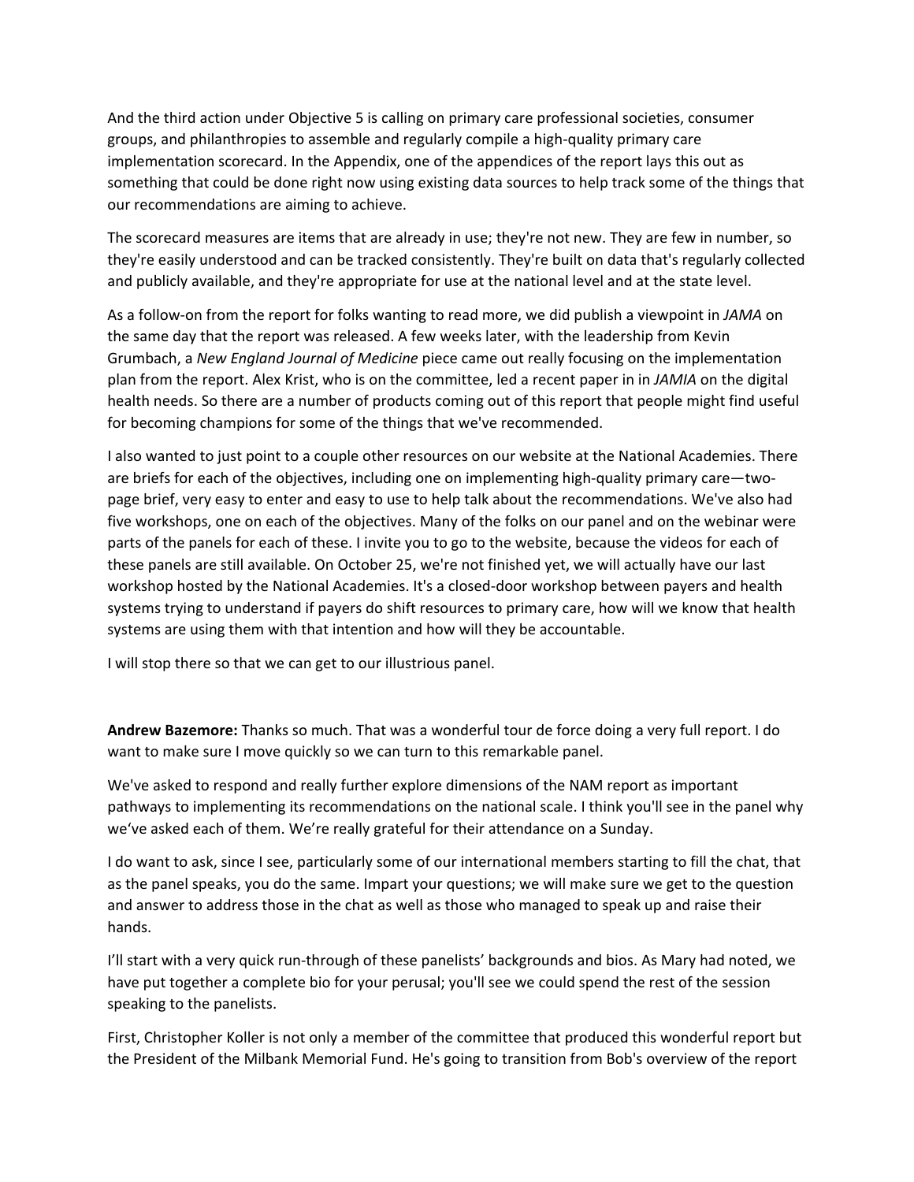And the third action under Objective 5 is calling on primary care professional societies, consumer groups, and philanthropies to assemble and regularly compile a high-quality primary care implementation scorecard. In the Appendix, one of the appendices of the report lays this out as something that could be done right now using existing data sources to help track some of the things that our recommendations are aiming to achieve.

The scorecard measures are items that are already in use; they're not new. They are few in number, so they're easily understood and can be tracked consistently. They're built on data that's regularly collected and publicly available, and they're appropriate for use at the national level and at the state level.

As a follow-on from the report for folks wanting to read more, we did publish a viewpoint in *JAMA* on the same day that the report was released. A few weeks later, with the leadership from Kevin Grumbach, a *New England Journal of Medicine* piece came out really focusing on the implementation plan from the report. Alex Krist, who is on the committee, led a recent paper in in *JAMIA* on the digital health needs. So there are a number of products coming out of this report that people might find useful for becoming champions for some of the things that we've recommended.

I also wanted to just point to a couple other resources on our website at the National Academies. There are briefs for each of the objectives, including one on implementing high-quality primary care—two-page brief, very easy to enter and easy to use to help talk about the recommendations. We've also had five workshops, one on each of the objectives. Many of the folks on our panel and on the webinar were parts of the panels for each of these. I invite you to go to the website, because the videos for each of these panels are still available. On October 25, we're not finished yet, we will actually have our last workshop hosted by the National Academies. It's a closed-door workshop between payers and health systems trying to understand if payers do shift resources to primary care, how will we know that health systems are using them with that intention and how will they be accountable.

I will stop there so that we can get to our illustrious panel.

**Andrew Bazemore:** Thanks so much. That was a wonderful tour de force doing a very full report. I do want to make sure I move quickly so we can turn to this remarkable panel.

We've asked to respond and really further explore dimensions of the NAM report as important pathways to implementing its recommendations on the national scale. I think you'll see in the panel why we've asked each of them. We're really grateful for their attendance on a Sunday.

I do want to ask, since I see, particularly some of our international members starting to fill the chat, that as the panel speaks, you do the same. Impart your questions; we will make sure we get to the question and answer to address those in the chat as well as those who managed to speak up and raise their hands.

I'll start with a very quick run-through of these panelists' backgrounds and bios. As Mary had noted, we have put together a complete bio for your perusal; you'll see we could spend the rest of the session speaking to the panelists.

First, Christopher Koller is not only a member of the committee that produced this wonderful report but the President of the Milbank Memorial Fund. He's going to transition from Bob's overview of the report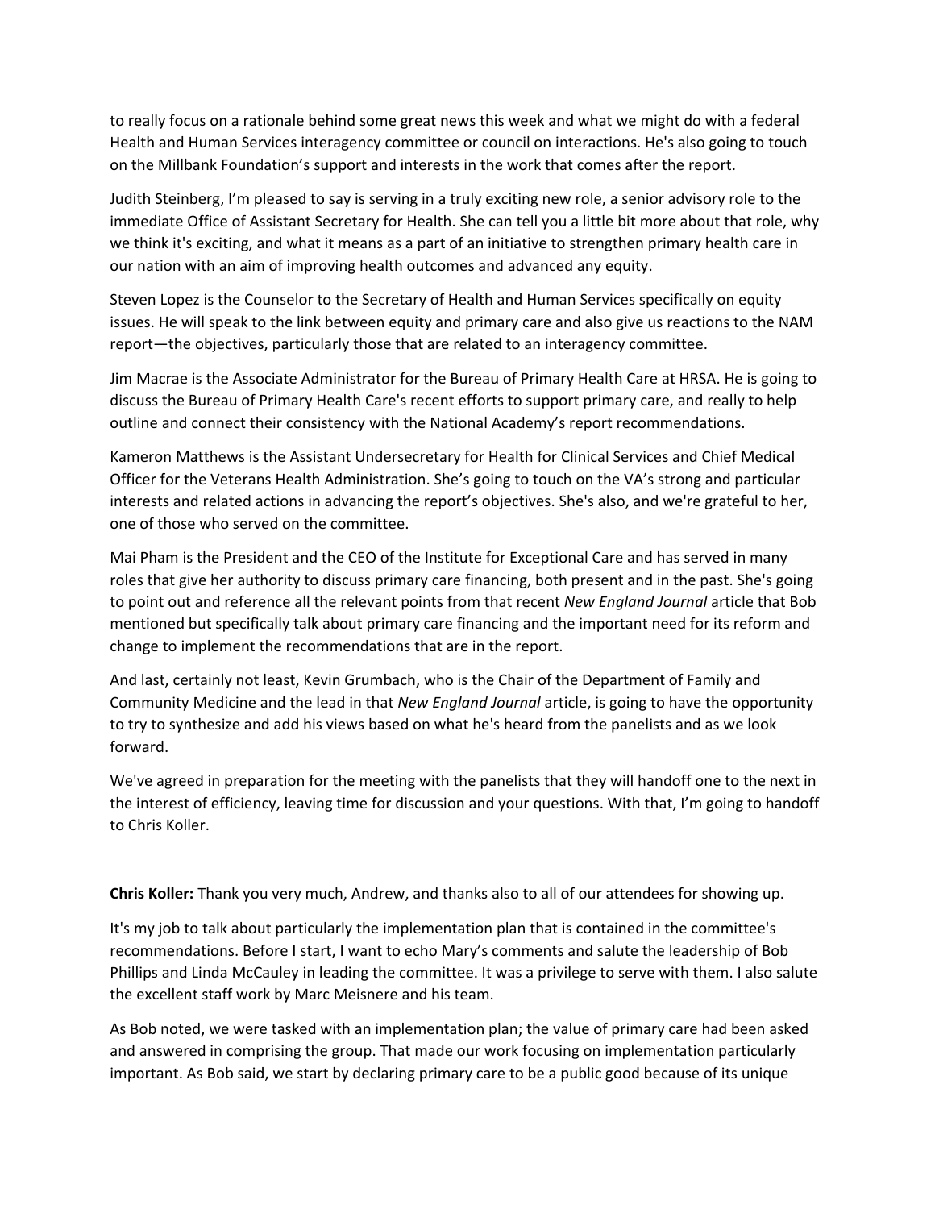to really focus on a rationale behind some great news this week and what we might do with a federal Health and Human Services interagency committee or council on interactions. He's also going to touch on the Millbank Foundation's support and interests in the work that comes after the report.

Judith Steinberg, I'm pleased to say is serving in a truly exciting new role, a senior advisory role to the immediate Office of Assistant Secretary for Health. She can tell you a little bit more about that role, why we think it's exciting, and what it means as a part of an initiative to strengthen primary health care in our nation with an aim of improving health outcomes and advanced any equity.

Steven Lopez is the Counselor to the Secretary of Health and Human Services specifically on equity issues. He will speak to the link between equity and primary care and also give us reactions to the NAM report—the objectives, particularly those that are related to an interagency committee.

Jim Macrae is the Associate Administrator for the Bureau of Primary Health Care at HRSA. He is going to discuss the Bureau of Primary Health Care's recent efforts to support primary care, and really to help outline and connect their consistency with the National Academy's report recommendations.

Kameron Matthews is the Assistant Undersecretary for Health for Clinical Services and Chief Medical Officer for the Veterans Health Administration. She's going to touch on the VA's strong and particular interests and related actions in advancing the report's objectives. She's also, and we're grateful to her, one of those who served on the committee.

Mai Pham is the President and the CEO of the Institute for Exceptional Care and has served in many roles that give her authority to discuss primary care financing, both present and in the past. She's going to point out and reference all the relevant points from that recent *New England Journal* article that Bob mentioned but specifically talk about primary care financing and the important need for its reform and change to implement the recommendations that are in the report.

And last, certainly not least, Kevin Grumbach, who is the Chair of the Department of Family and Community Medicine and the lead in that *New England Journal* article, is going to have the opportunity to try to synthesize and add his views based on what he's heard from the panelists and as we look forward.

We've agreed in preparation for the meeting with the panelists that they will handoff one to the next in the interest of efficiency, leaving time for discussion and your questions. With that, I'm going to handoff to Chris Koller.

**Chris Koller:** Thank you very much, Andrew, and thanks also to all of our attendees for showing up.

It's my job to talk about particularly the implementation plan that is contained in the committee's recommendations. Before I start, I want to echo Mary's comments and salute the leadership of Bob Phillips and Linda McCauley in leading the committee. It was a privilege to serve with them. I also salute the excellent staff work by Marc Meisnere and his team.

As Bob noted, we were tasked with an implementation plan; the value of primary care had been asked and answered in comprising the group. That made our work focusing on implementation particularly important. As Bob said, we start by declaring primary care to be a public good because of its unique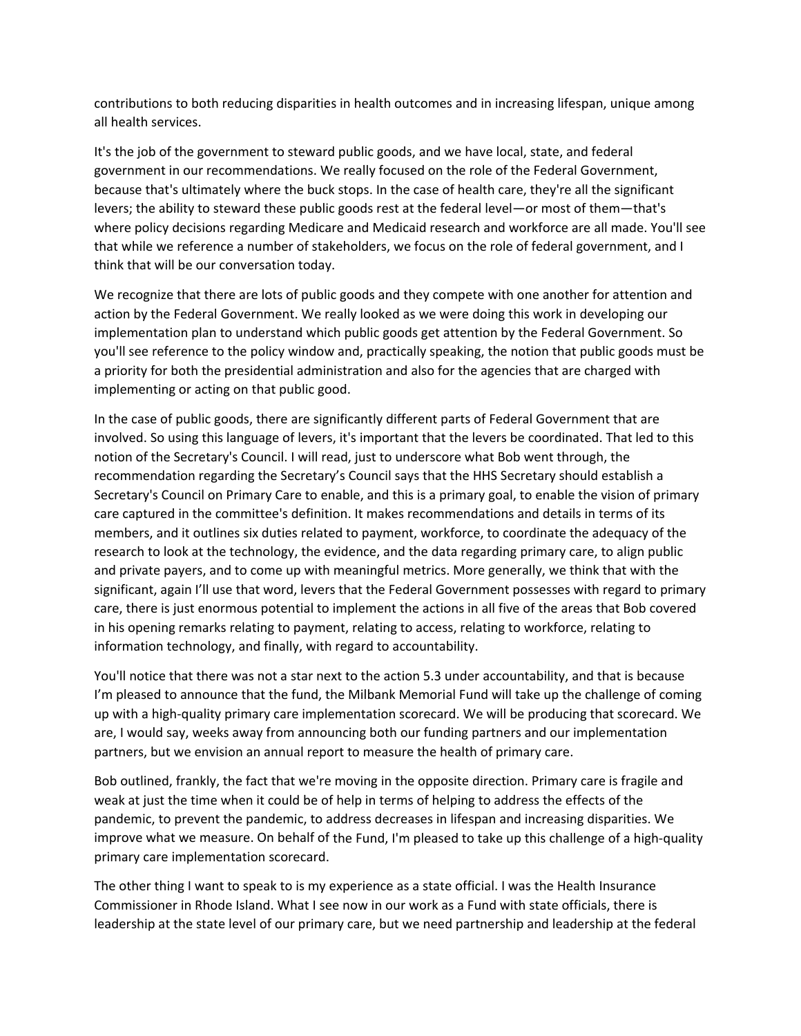contributions to both reducing disparities in health outcomes and in increasing lifespan, unique among all health services.

It's the job of the government to steward public goods, and we have local, state, and federal government in our recommendations. We really focused on the role of the Federal Government, because that's ultimately where the buck stops. In the case of health care, they're all the significant levers; the ability to steward these public goods rest at the federal level—or most of them—that's where policy decisions regarding Medicare and Medicaid research and workforce are all made. You'll see that while we reference a number of stakeholders, we focus on the role of federal government, and I think that will be our conversation today.

We recognize that there are lots of public goods and they compete with one another for attention and action by the Federal Government. We really looked as we were doing this work in developing our implementation plan to understand which public goods get attention by the Federal Government. So you'll see reference to the policy window and, practically speaking, the notion that public goods must be a priority for both the presidential administration and also for the agencies that are charged with implementing or acting on that public good.

In the case of public goods, there are significantly different parts of Federal Government that are involved. So using this language of levers, it's important that the levers be coordinated. That led to this notion of the Secretary's Council. I will read, just to underscore what Bob went through, the recommendation regarding the Secretary's Council says that the HHS Secretary should establish a Secretary's Council on Primary Care to enable, and this is a primary goal, to enable the vision of primary care captured in the committee's definition. It makes recommendations and details in terms of its members, and it outlines six duties related to payment, workforce, to coordinate the adequacy of the research to look at the technology, the evidence, and the data regarding primary care, to align public and private payers, and to come up with meaningful metrics. More generally, we think that with the significant, again I'll use that word, levers that the Federal Government possesses with regard to primary care, there is just enormous potential to implement the actions in all five of the areas that Bob covered in his opening remarks relating to payment, relating to access, relating to workforce, relating to information technology, and finally, with regard to accountability.

You'll notice that there was not a star next to the action 5.3 under accountability, and that is because I'm pleased to announce that the fund, the Milbank Memorial Fund will take up the challenge of coming up with a high-quality primary care implementation scorecard. We will be producing that scorecard. We are, I would say, weeks away from announcing both our funding partners and our implementation partners, but we envision an annual report to measure the health of primary care.

Bob outlined, frankly, the fact that we're moving in the opposite direction. Primary care is fragile and weak at just the time when it could be of help in terms of helping to address the effects of the pandemic, to prevent the pandemic, to address decreases in lifespan and increasing disparities. We improve what we measure. On behalf of the Fund, I'm pleased to take up this challenge of a high-quality primary care implementation scorecard.

The other thing I want to speak to is my experience as a state official. I was the Health Insurance Commissioner in Rhode Island. What I see now in our work as a Fund with state officials, there is leadership at the state level of our primary care, but we need partnership and leadership at the federal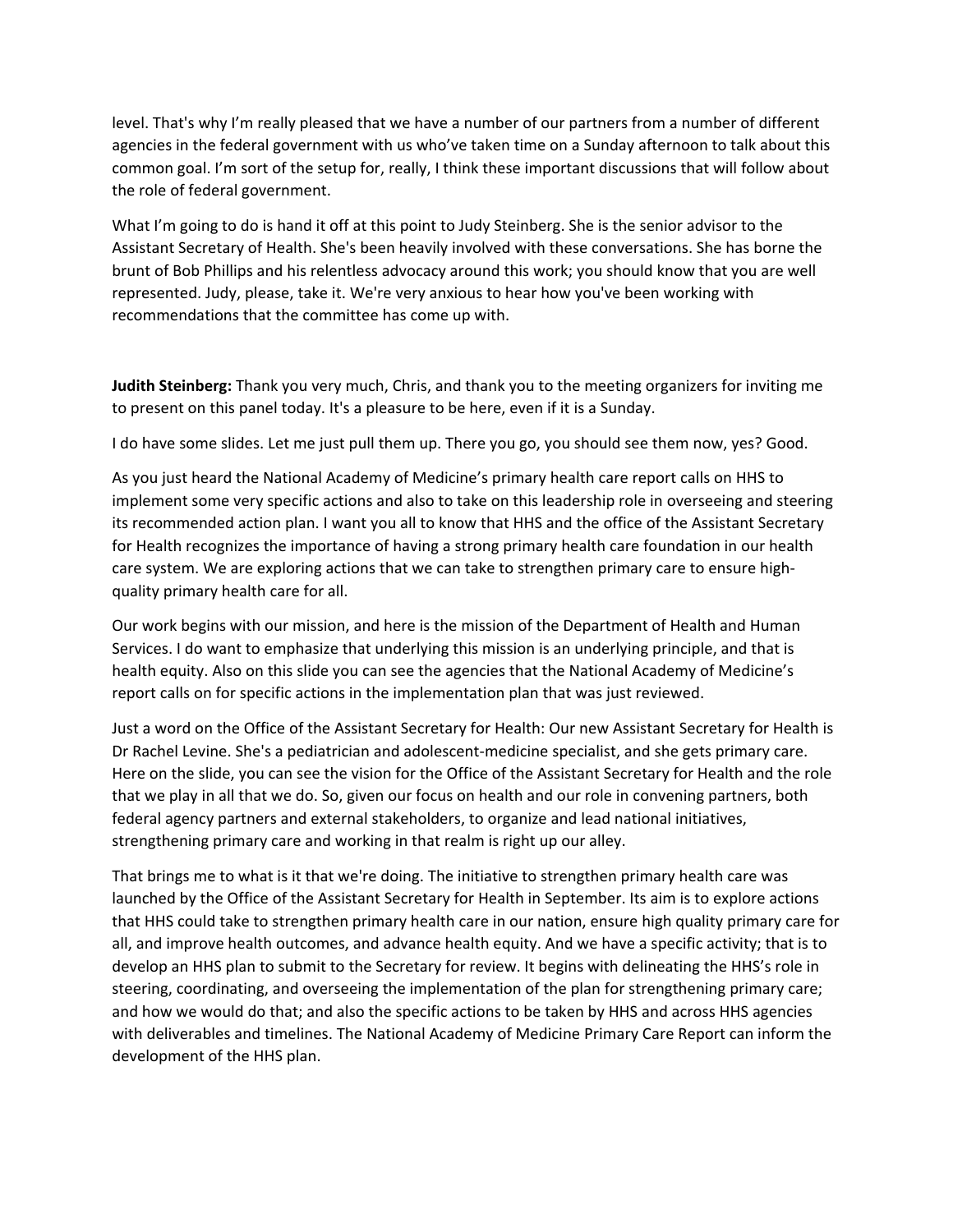level. That's why I'm really pleased that we have a number of our partners from a number of different agencies in the federal government with us who've taken time on a Sunday afternoon to talk about this common goal. I'm sort of the setup for, really, I think these important discussions that will follow about the role of federal government.

What I'm going to do is hand it off at this point to Judy Steinberg. She is the senior advisor to the Assistant Secretary of Health. She's been heavily involved with these conversations. She has borne the brunt of Bob Phillips and his relentless advocacy around this work; you should know that you are well represented. Judy, please, take it. We're very anxious to hear how you've been working with recommendations that the committee has come up with.

**Judith Steinberg:** Thank you very much, Chris, and thank you to the meeting organizers for inviting me to present on this panel today. It's a pleasure to be here, even if it is a Sunday.

I do have some slides. Let me just pull them up. There you go, you should see them now, yes? Good.

As you just heard the National Academy of Medicine's primary health care report calls on HHS to implement some very specific actions and also to take on this leadership role in overseeing and steering its recommended action plan. I want you all to know that HHS and the office of the Assistant Secretary for Health recognizes the importance of having a strong primary health care foundation in our health care system. We are exploring actions that we can take to strengthen primary care to ensure high-quality primary health care for all.

Our work begins with our mission, and here is the mission of the Department of Health and Human Services. I do want to emphasize that underlying this mission is an underlying principle, and that is health equity. Also on this slide you can see the agencies that the National Academy of Medicine's report calls on for specific actions in the implementation plan that was just reviewed.

Just a word on the Office of the Assistant Secretary for Health: Our new Assistant Secretary for Health is Dr Rachel Levine. She's a pediatrician and adolescent-medicine specialist, and she gets primary care. Here on the slide, you can see the vision for the Office of the Assistant Secretary for Health and the role that we play in all that we do. So, given our focus on health and our role in convening partners, both federal agency partners and external stakeholders, to organize and lead national initiatives, strengthening primary care and working in that realm is right up our alley.

That brings me to what is it that we're doing. The initiative to strengthen primary health care was launched by the Office of the Assistant Secretary for Health in September. Its aim is to explore actions that HHS could take to strengthen primary health care in our nation, ensure high quality primary care for all, and improve health outcomes, and advance health equity. And we have a specific activity; that is to develop an HHS plan to submit to the Secretary for review. It begins with delineating the HHS's role in steering, coordinating, and overseeing the implementation of the plan for strengthening primary care; and how we would do that; and also the specific actions to be taken by HHS and across HHS agencies with deliverables and timelines. The National Academy of Medicine Primary Care Report can inform the development of the HHS plan.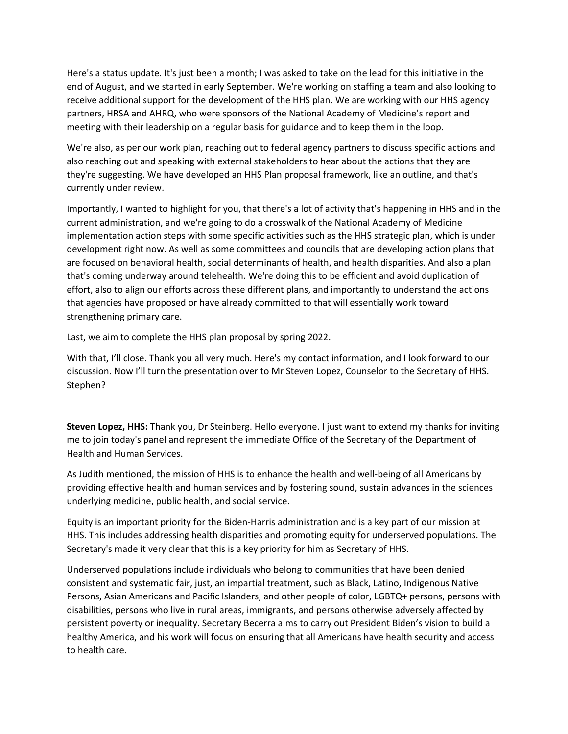Here's a status update. It's just been a month; I was asked to take on the lead for this initiative in the end of August, and we started in early September. We're working on staffing a team and also looking to receive additional support for the development of the HHS plan. We are working with our HHS agency partners, HRSA and AHRQ, who were sponsors of the National Academy of Medicine's report and meeting with their leadership on a regular basis for guidance and to keep them in the loop.

We're also, as per our work plan, reaching out to federal agency partners to discuss specific actions and also reaching out and speaking with external stakeholders to hear about the actions that they are they're suggesting. We have developed an HHS Plan proposal framework, like an outline, and that's currently under review.

Importantly, I wanted to highlight for you, that there's a lot of activity that's happening in HHS and in the current administration, and we're going to do a crosswalk of the National Academy of Medicine implementation action steps with some specific activities such as the HHS strategic plan, which is under development right now. As well as some committees and councils that are developing action plans that are focused on behavioral health, social determinants of health, and health disparities. And also a plan that's coming underway around telehealth. We're doing this to be efficient and avoid duplication of effort, also to align our efforts across these different plans, and importantly to understand the actions that agencies have proposed or have already committed to that will essentially work toward strengthening primary care.

Last, we aim to complete the HHS plan proposal by spring 2022.

With that, I'll close. Thank you all very much. Here's my contact information, and I look forward to our discussion. Now I'll turn the presentation over to Mr Steven Lopez, Counselor to the Secretary of HHS. Stephen?

**Steven Lopez, HHS:** Thank you, Dr Steinberg. Hello everyone. I just want to extend my thanks for inviting me to join today's panel and represent the immediate Office of the Secretary of the Department of Health and Human Services.

As Judith mentioned, the mission of HHS is to enhance the health and well-being of all Americans by providing effective health and human services and by fostering sound, sustain advances in the sciences underlying medicine, public health, and social service.

Equity is an important priority for the Biden-Harris administration and is a key part of our mission at HHS. This includes addressing health disparities and promoting equity for underserved populations. The Secretary's made it very clear that this is a key priority for him as Secretary of HHS.

Underserved populations include individuals who belong to communities that have been denied consistent and systematic fair, just, an impartial treatment, such as Black, Latino, Indigenous Native Persons, Asian Americans and Pacific Islanders, and other people of color, LGBTQ+ persons, persons with disabilities, persons who live in rural areas, immigrants, and persons otherwise adversely affected by persistent poverty or inequality. Secretary Becerra aims to carry out President Biden's vision to build a healthy America, and his work will focus on ensuring that all Americans have health security and access to health care.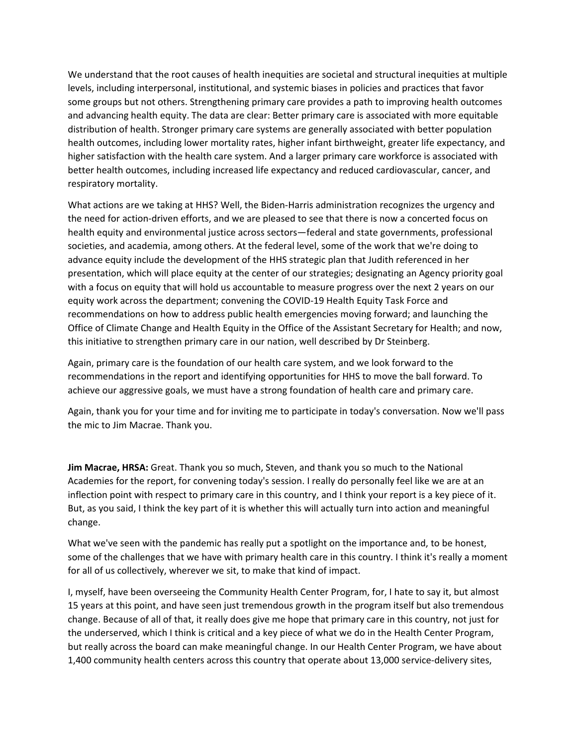We understand that the root causes of health inequities are societal and structural inequities at multiple levels, including interpersonal, institutional, and systemic biases in policies and practices that favor some groups but not others. Strengthening primary care provides a path to improving health outcomes and advancing health equity. The data are clear: Better primary care is associated with more equitable distribution of health. Stronger primary care systems are generally associated with better population health outcomes, including lower mortality rates, higher infant birthweight, greater life expectancy, and higher satisfaction with the health care system. And a larger primary care workforce is associated with better health outcomes, including increased life expectancy and reduced cardiovascular, cancer, and respiratory mortality.

What actions are we taking at HHS? Well, the Biden-Harris administration recognizes the urgency and the need for action-driven efforts, and we are pleased to see that there is now a concerted focus on health equity and environmental justice across sectors—federal and state governments, professional societies, and academia, among others. At the federal level, some of the work that we're doing to advance equity include the development of the HHS strategic plan that Judith referenced in her presentation, which will place equity at the center of our strategies; designating an Agency priority goal with a focus on equity that will hold us accountable to measure progress over the next 2 years on our equity work across the department; convening the COVID-19 Health Equity Task Force and recommendations on how to address public health emergencies moving forward; and launching the Office of Climate Change and Health Equity in the Office of the Assistant Secretary for Health; and now, this initiative to strengthen primary care in our nation, well described by Dr Steinberg.

Again, primary care is the foundation of our health care system, and we look forward to the recommendations in the report and identifying opportunities for HHS to move the ball forward. To achieve our aggressive goals, we must have a strong foundation of health care and primary care.

Again, thank you for your time and for inviting me to participate in today's conversation. Now we'll pass the mic to Jim Macrae. Thank you.

**Jim Macrae, HRSA:** Great. Thank you so much, Steven, and thank you so much to the National Academies for the report, for convening today's session. I really do personally feel like we are at an inflection point with respect to primary care in this country, and I think your report is a key piece of it. But, as you said, I think the key part of it is whether this will actually turn into action and meaningful change.

What we've seen with the pandemic has really put a spotlight on the importance and, to be honest, some of the challenges that we have with primary health care in this country. I think it's really a moment for all of us collectively, wherever we sit, to make that kind of impact.

I, myself, have been overseeing the Community Health Center Program, for, I hate to say it, but almost 15 years at this point, and have seen just tremendous growth in the program itself but also tremendous change. Because of all of that, it really does give me hope that primary care in this country, not just for the underserved, which I think is critical and a key piece of what we do in the Health Center Program, but really across the board can make meaningful change. In our Health Center Program, we have about 1,400 community health centers across this country that operate about 13,000 service-delivery sites,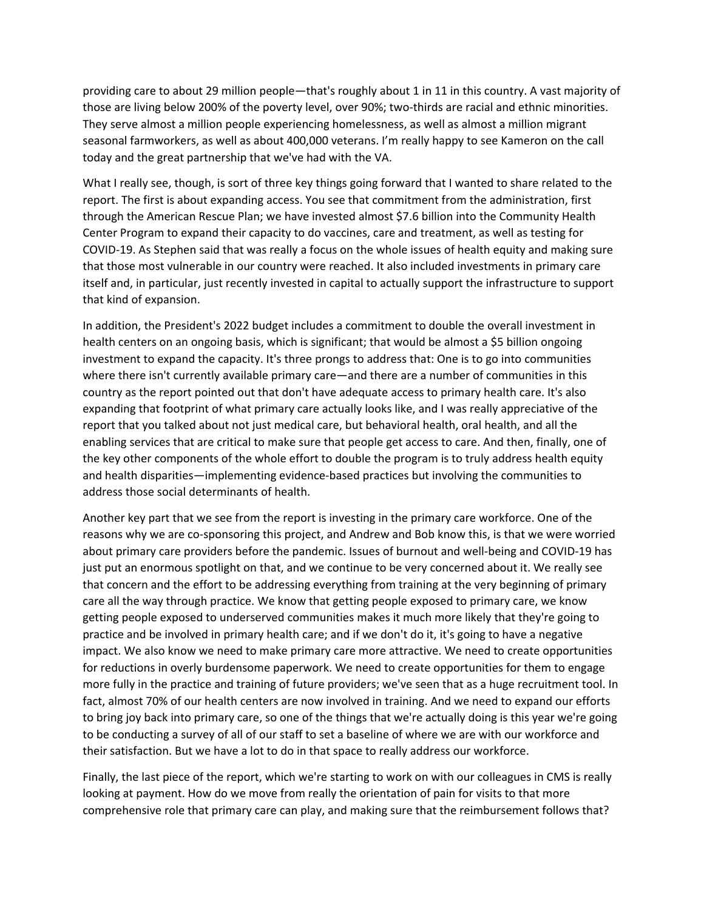providing care to about 29 million people—that's roughly about 1 in 11 in this country. A vast majority of those are living below 200% of the poverty level, over 90%; two-thirds are racial and ethnic minorities. They serve almost a million people experiencing homelessness, as well as almost a million migrant seasonal farmworkers, as well as about 400,000 veterans. I'm really happy to see Kameron on the call today and the great partnership that we've had with the VA.

What I really see, though, is sort of three key things going forward that I wanted to share related to the report. The first is about expanding access. You see that commitment from the administration, first through the American Rescue Plan; we have invested almost $7.6 billion into the Community Health Center Program to expand their capacity to do vaccines, care and treatment, as well as testing for COVID-19. As Stephen said that was really a focus on the whole issues of health equity and making sure that those most vulnerable in our country were reached. It also included investments in primary care itself and, in particular, just recently invested in capital to actually support the infrastructure to support that kind of expansion.

In addition, the President's 2022 budget includes a commitment to double the overall investment in health centers on an ongoing basis, which is significant; that would be almost a $5 billion ongoing investment to expand the capacity. It's three prongs to address that: One is to go into communities where there isn't currently available primary care—and there are a number of communities in this country as the report pointed out that don't have adequate access to primary health care. It's also expanding that footprint of what primary care actually looks like, and I was really appreciative of the report that you talked about not just medical care, but behavioral health, oral health, and all the enabling services that are critical to make sure that people get access to care. And then, finally, one of the key other components of the whole effort to double the program is to truly address health equity and health disparities—implementing evidence-based practices but involving the communities to address those social determinants of health.

Another key part that we see from the report is investing in the primary care workforce. One of the reasons why we are co-sponsoring this project, and Andrew and Bob know this, is that we were worried about primary care providers before the pandemic. Issues of burnout and well-being and COVID-19 has just put an enormous spotlight on that, and we continue to be very concerned about it. We really see that concern and the effort to be addressing everything from training at the very beginning of primary care all the way through practice. We know that getting people exposed to primary care, we know getting people exposed to underserved communities makes it much more likely that they're going to practice and be involved in primary health care; and if we don't do it, it's going to have a negative impact. We also know we need to make primary care more attractive. We need to create opportunities for reductions in overly burdensome paperwork. We need to create opportunities for them to engage more fully in the practice and training of future providers; we've seen that as a huge recruitment tool. In fact, almost 70% of our health centers are now involved in training. And we need to expand our efforts to bring joy back into primary care, so one of the things that we're actually doing is this year we're going to be conducting a survey of all of our staff to set a baseline of where we are with our workforce and their satisfaction. But we have a lot to do in that space to really address our workforce.

Finally, the last piece of the report, which we're starting to work on with our colleagues in CMS is really looking at payment. How do we move from really the orientation of pain for visits to that more comprehensive role that primary care can play, and making sure that the reimbursement follows that?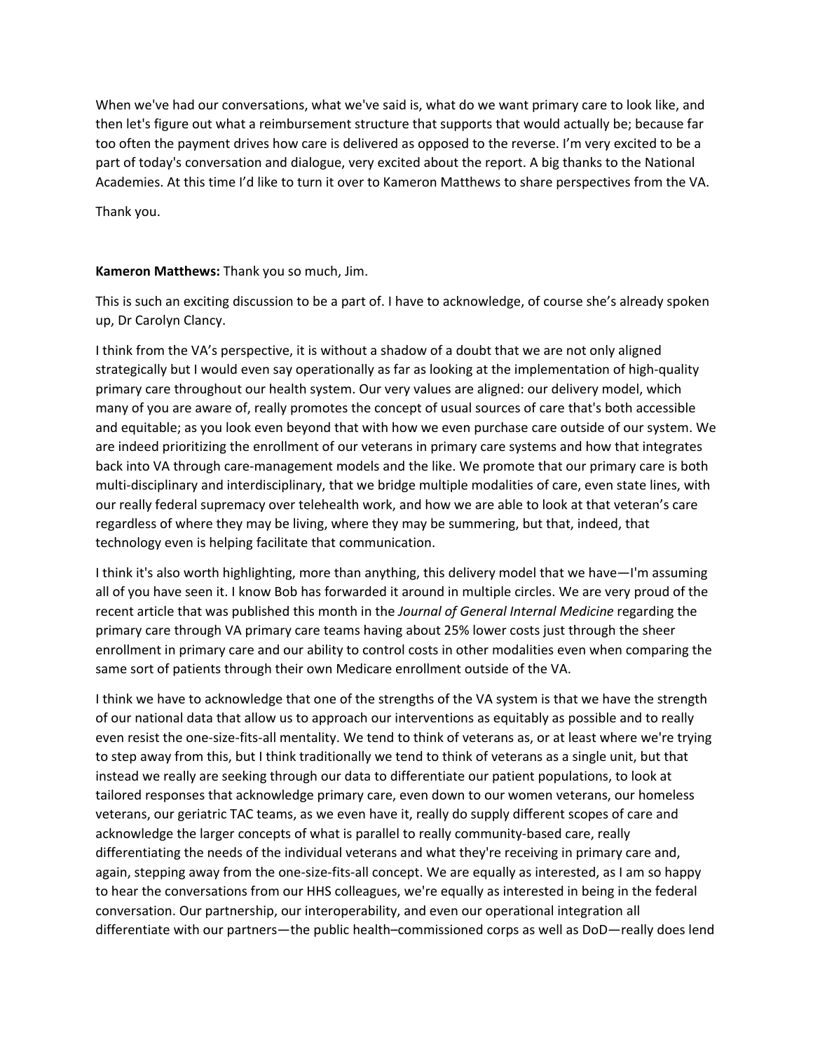When we've had our conversations, what we've said is, what do we want primary care to look like, and then let's figure out what a reimbursement structure that supports that would actually be; because far too often the payment drives how care is delivered as opposed to the reverse. I'm very excited to be a part of today's conversation and dialogue, very excited about the report. A big thanks to the National Academies. At this time I'd like to turn it over to Kameron Matthews to share perspectives from the VA.

Thank you.

**Kameron Matthews:** Thank you so much, Jim.

This is such an exciting discussion to be a part of. I have to acknowledge, of course she's already spoken up, Dr Carolyn Clancy.

I think from the VA's perspective, it is without a shadow of a doubt that we are not only aligned strategically but I would even say operationally as far as looking at the implementation of high-quality primary care throughout our health system. Our very values are aligned: our delivery model, which many of you are aware of, really promotes the concept of usual sources of care that's both accessible and equitable; as you look even beyond that with how we even purchase care outside of our system. We are indeed prioritizing the enrollment of our veterans in primary care systems and how that integrates back into VA through care-management models and the like. We promote that our primary care is both multi-disciplinary and interdisciplinary, that we bridge multiple modalities of care, even state lines, with our really federal supremacy over telehealth work, and how we are able to look at that veteran's care regardless of where they may be living, where they may be summering, but that, indeed, that technology even is helping facilitate that communication.

I think it's also worth highlighting, more than anything, this delivery model that we have—I'm assuming all of you have seen it. I know Bob has forwarded it around in multiple circles. We are very proud of the recent article that was published this month in the *Journal of General Internal Medicine* regarding the primary care through VA primary care teams having about 25% lower costs just through the sheer enrollment in primary care and our ability to control costs in other modalities even when comparing the same sort of patients through their own Medicare enrollment outside of the VA.

I think we have to acknowledge that one of the strengths of the VA system is that we have the strength of our national data that allow us to approach our interventions as equitably as possible and to really even resist the one-size-fits-all mentality. We tend to think of veterans as, or at least where we're trying to step away from this, but I think traditionally we tend to think of veterans as a single unit, but that instead we really are seeking through our data to differentiate our patient populations, to look at tailored responses that acknowledge primary care, even down to our women veterans, our homeless veterans, our geriatric TAC teams, as we even have it, really do supply different scopes of care and acknowledge the larger concepts of what is parallel to really community-based care, really differentiating the needs of the individual veterans and what they're receiving in primary care and, again, stepping away from the one-size-fits-all concept. We are equally as interested, as I am so happy to hear the conversations from our HHS colleagues, we're equally as interested in being in the federal conversation. Our partnership, our interoperability, and even our operational integration all differentiate with our partners—the public health–commissioned corps as well as DoD—really does lend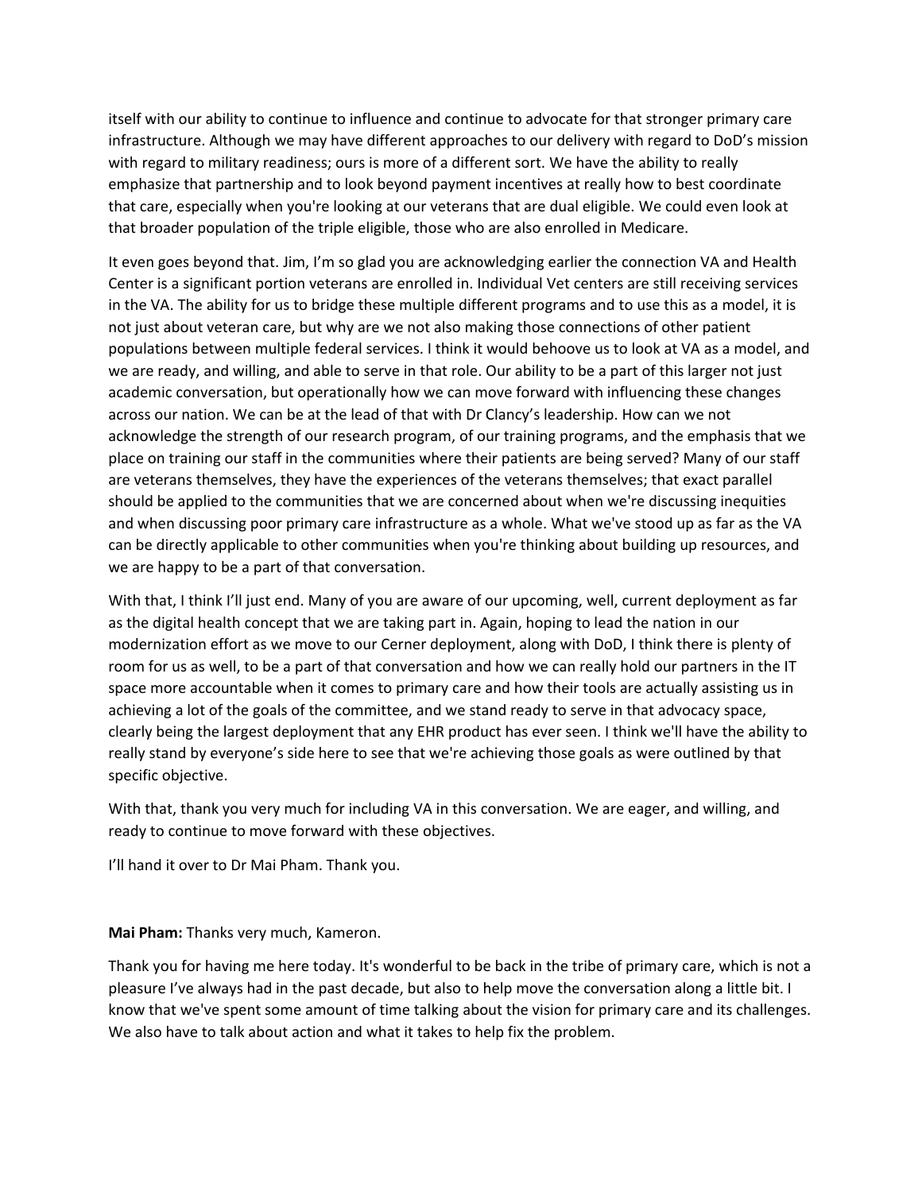itself with our ability to continue to influence and continue to advocate for that stronger primary care infrastructure. Although we may have different approaches to our delivery with regard to DoD's mission with regard to military readiness; ours is more of a different sort. We have the ability to really emphasize that partnership and to look beyond payment incentives at really how to best coordinate that care, especially when you're looking at our veterans that are dual eligible. We could even look at that broader population of the triple eligible, those who are also enrolled in Medicare.

It even goes beyond that. Jim, I'm so glad you are acknowledging earlier the connection VA and Health Center is a significant portion veterans are enrolled in. Individual Vet centers are still receiving services in the VA. The ability for us to bridge these multiple different programs and to use this as a model, it is not just about veteran care, but why are we not also making those connections of other patient populations between multiple federal services. I think it would behoove us to look at VA as a model, and we are ready, and willing, and able to serve in that role. Our ability to be a part of this larger not just academic conversation, but operationally how we can move forward with influencing these changes across our nation. We can be at the lead of that with Dr Clancy's leadership. How can we not acknowledge the strength of our research program, of our training programs, and the emphasis that we place on training our staff in the communities where their patients are being served? Many of our staff are veterans themselves, they have the experiences of the veterans themselves; that exact parallel should be applied to the communities that we are concerned about when we're discussing inequities and when discussing poor primary care infrastructure as a whole. What we've stood up as far as the VA can be directly applicable to other communities when you're thinking about building up resources, and we are happy to be a part of that conversation.

With that, I think I'll just end. Many of you are aware of our upcoming, well, current deployment as far as the digital health concept that we are taking part in. Again, hoping to lead the nation in our modernization effort as we move to our Cerner deployment, along with DoD, I think there is plenty of room for us as well, to be a part of that conversation and how we can really hold our partners in the IT space more accountable when it comes to primary care and how their tools are actually assisting us in achieving a lot of the goals of the committee, and we stand ready to serve in that advocacy space, clearly being the largest deployment that any EHR product has ever seen. I think we'll have the ability to really stand by everyone's side here to see that we're achieving those goals as were outlined by that specific objective.

With that, thank you very much for including VA in this conversation. We are eager, and willing, and ready to continue to move forward with these objectives.

I'll hand it over to Dr Mai Pham. Thank you.

**Mai Pham:** Thanks very much, Kameron.

Thank you for having me here today. It's wonderful to be back in the tribe of primary care, which is not a pleasure I've always had in the past decade, but also to help move the conversation along a little bit. I know that we've spent some amount of time talking about the vision for primary care and its challenges. We also have to talk about action and what it takes to help fix the problem.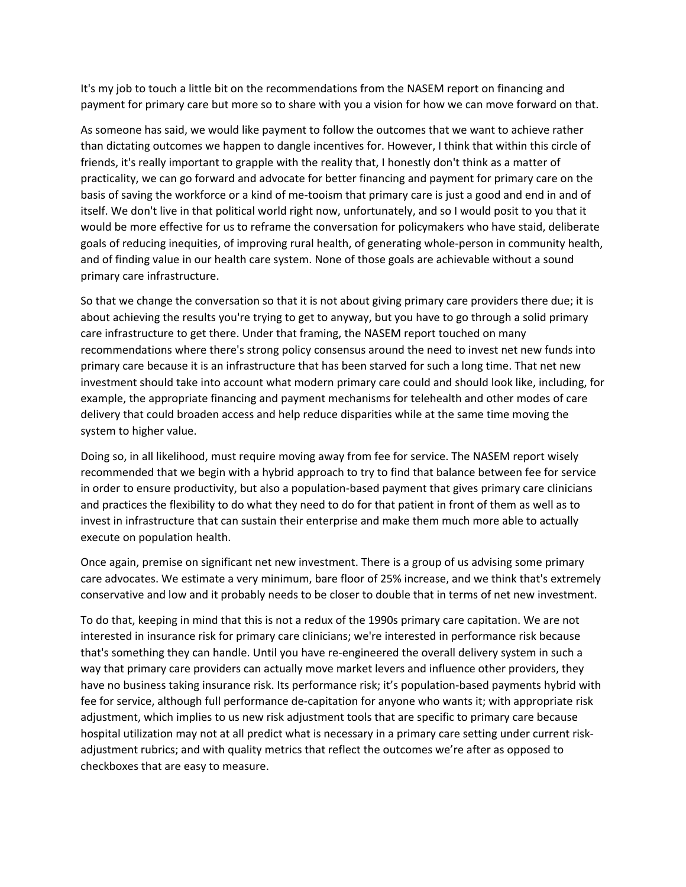It's my job to touch a little bit on the recommendations from the NASEM report on financing and payment for primary care but more so to share with you a vision for how we can move forward on that.

As someone has said, we would like payment to follow the outcomes that we want to achieve rather than dictating outcomes we happen to dangle incentives for. However, I think that within this circle of friends, it's really important to grapple with the reality that, I honestly don't think as a matter of practicality, we can go forward and advocate for better financing and payment for primary care on the basis of saving the workforce or a kind of me-tooism that primary care is just a good and end in and of itself. We don't live in that political world right now, unfortunately, and so I would posit to you that it would be more effective for us to reframe the conversation for policymakers who have staid, deliberate goals of reducing inequities, of improving rural health, of generating whole-person in community health, and of finding value in our health care system. None of those goals are achievable without a sound primary care infrastructure.

So that we change the conversation so that it is not about giving primary care providers there due; it is about achieving the results you're trying to get to anyway, but you have to go through a solid primary care infrastructure to get there. Under that framing, the NASEM report touched on many recommendations where there's strong policy consensus around the need to invest net new funds into primary care because it is an infrastructure that has been starved for such a long time. That net new investment should take into account what modern primary care could and should look like, including, for example, the appropriate financing and payment mechanisms for telehealth and other modes of care delivery that could broaden access and help reduce disparities while at the same time moving the system to higher value.

Doing so, in all likelihood, must require moving away from fee for service. The NASEM report wisely recommended that we begin with a hybrid approach to try to find that balance between fee for service in order to ensure productivity, but also a population-based payment that gives primary care clinicians and practices the flexibility to do what they need to do for that patient in front of them as well as to invest in infrastructure that can sustain their enterprise and make them much more able to actually execute on population health.

Once again, premise on significant net new investment. There is a group of us advising some primary care advocates. We estimate a very minimum, bare floor of 25% increase, and we think that's extremely conservative and low and it probably needs to be closer to double that in terms of net new investment.

To do that, keeping in mind that this is not a redux of the 1990s primary care capitation. We are not interested in insurance risk for primary care clinicians; we're interested in performance risk because that's something they can handle. Until you have re-engineered the overall delivery system in such a way that primary care providers can actually move market levers and influence other providers, they have no business taking insurance risk. Its performance risk; it's population-based payments hybrid with fee for service, although full performance de-capitation for anyone who wants it; with appropriate risk adjustment, which implies to us new risk adjustment tools that are specific to primary care because hospital utilization may not at all predict what is necessary in a primary care setting under current risk-adjustment rubrics; and with quality metrics that reflect the outcomes we're after as opposed to checkboxes that are easy to measure.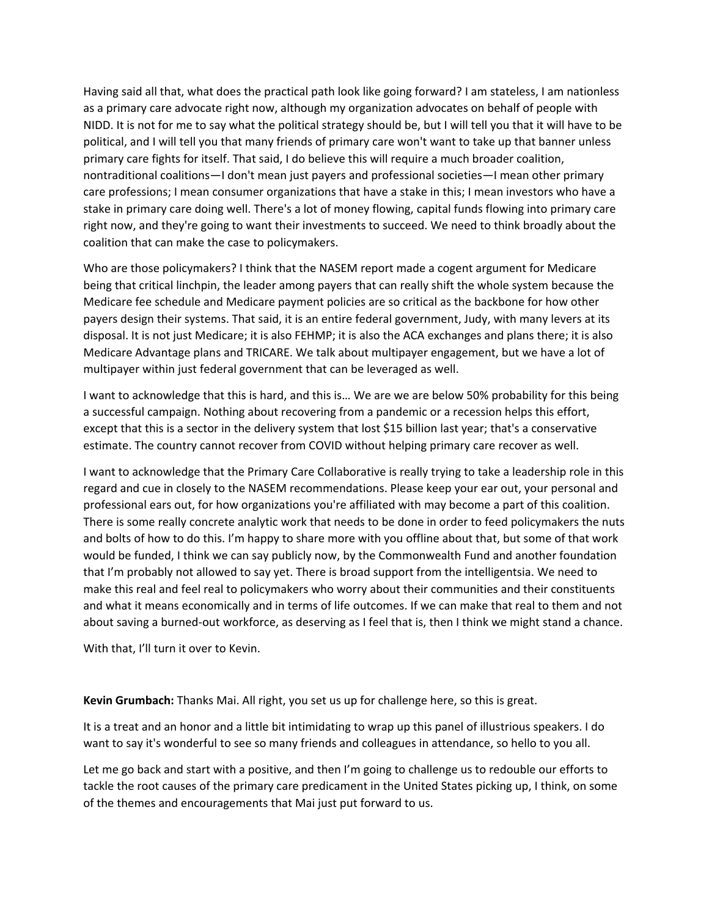Having said all that, what does the practical path look like going forward? I am stateless, I am nationless as a primary care advocate right now, although my organization advocates on behalf of people with NIDD. It is not for me to say what the political strategy should be, but I will tell you that it will have to be political, and I will tell you that many friends of primary care won't want to take up that banner unless primary care fights for itself. That said, I do believe this will require a much broader coalition, nontraditional coalitions—I don't mean just payers and professional societies—I mean other primary care professions; I mean consumer organizations that have a stake in this; I mean investors who have a stake in primary care doing well. There's a lot of money flowing, capital funds flowing into primary care right now, and they're going to want their investments to succeed. We need to think broadly about the coalition that can make the case to policymakers.

Who are those policymakers? I think that the NASEM report made a cogent argument for Medicare being that critical linchpin, the leader among payers that can really shift the whole system because the Medicare fee schedule and Medicare payment policies are so critical as the backbone for how other payers design their systems. That said, it is an entire federal government, Judy, with many levers at its disposal. It is not just Medicare; it is also FEHMP; it is also the ACA exchanges and plans there; it is also Medicare Advantage plans and TRICARE. We talk about multipayer engagement, but we have a lot of multipayer within just federal government that can be leveraged as well.

I want to acknowledge that this is hard, and this is… We are we are below 50% probability for this being a successful campaign. Nothing about recovering from a pandemic or a recession helps this effort, except that this is a sector in the delivery system that lost $15 billion last year; that's a conservative estimate. The country cannot recover from COVID without helping primary care recover as well.

I want to acknowledge that the Primary Care Collaborative is really trying to take a leadership role in this regard and cue in closely to the NASEM recommendations. Please keep your ear out, your personal and professional ears out, for how organizations you're affiliated with may become a part of this coalition. There is some really concrete analytic work that needs to be done in order to feed policymakers the nuts and bolts of how to do this. I'm happy to share more with you offline about that, but some of that work would be funded, I think we can say publicly now, by the Commonwealth Fund and another foundation that I'm probably not allowed to say yet. There is broad support from the intelligentsia. We need to make this real and feel real to policymakers who worry about their communities and their constituents and what it means economically and in terms of life outcomes. If we can make that real to them and not about saving a burned-out workforce, as deserving as I feel that is, then I think we might stand a chance.

With that, I'll turn it over to Kevin.

**Kevin Grumbach:** Thanks Mai. All right, you set us up for challenge here, so this is great.

It is a treat and an honor and a little bit intimidating to wrap up this panel of illustrious speakers. I do want to say it's wonderful to see so many friends and colleagues in attendance, so hello to you all.

Let me go back and start with a positive, and then I'm going to challenge us to redouble our efforts to tackle the root causes of the primary care predicament in the United States picking up, I think, on some of the themes and encouragements that Mai just put forward to us.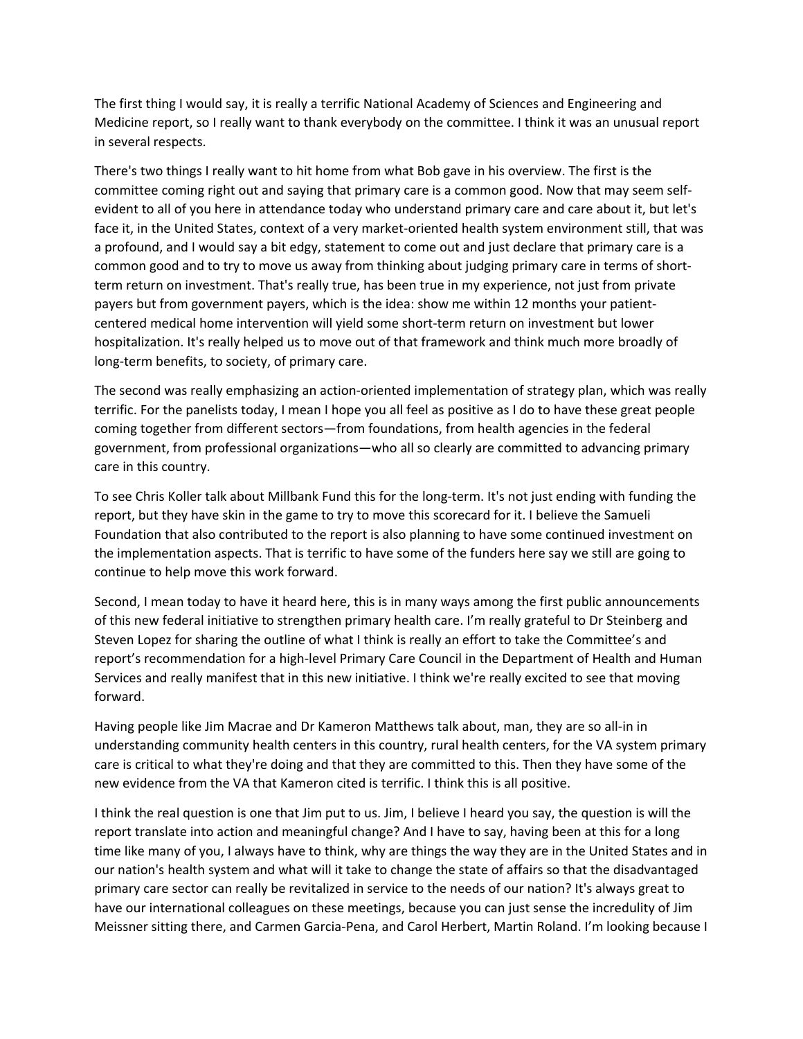The first thing I would say, it is really a terrific National Academy of Sciences and Engineering and Medicine report, so I really want to thank everybody on the committee. I think it was an unusual report in several respects.

There's two things I really want to hit home from what Bob gave in his overview. The first is the committee coming right out and saying that primary care is a common good. Now that may seem self-evident to all of you here in attendance today who understand primary care and care about it, but let's face it, in the United States, context of a very market-oriented health system environment still, that was a profound, and I would say a bit edgy, statement to come out and just declare that primary care is a common good and to try to move us away from thinking about judging primary care in terms of short-term return on investment. That's really true, has been true in my experience, not just from private payers but from government payers, which is the idea: show me within 12 months your patient-centered medical home intervention will yield some short-term return on investment but lower hospitalization. It's really helped us to move out of that framework and think much more broadly of long-term benefits, to society, of primary care.

The second was really emphasizing an action-oriented implementation of strategy plan, which was really terrific. For the panelists today, I mean I hope you all feel as positive as I do to have these great people coming together from different sectors—from foundations, from health agencies in the federal government, from professional organizations—who all so clearly are committed to advancing primary care in this country.

To see Chris Koller talk about Millbank Fund this for the long-term. It's not just ending with funding the report, but they have skin in the game to try to move this scorecard for it. I believe the Samueli Foundation that also contributed to the report is also planning to have some continued investment on the implementation aspects. That is terrific to have some of the funders here say we still are going to continue to help move this work forward.

Second, I mean today to have it heard here, this is in many ways among the first public announcements of this new federal initiative to strengthen primary health care. I'm really grateful to Dr Steinberg and Steven Lopez for sharing the outline of what I think is really an effort to take the Committee's and report's recommendation for a high-level Primary Care Council in the Department of Health and Human Services and really manifest that in this new initiative. I think we're really excited to see that moving forward.

Having people like Jim Macrae and Dr Kameron Matthews talk about, man, they are so all-in in understanding community health centers in this country, rural health centers, for the VA system primary care is critical to what they're doing and that they are committed to this. Then they have some of the new evidence from the VA that Kameron cited is terrific. I think this is all positive.

I think the real question is one that Jim put to us. Jim, I believe I heard you say, the question is will the report translate into action and meaningful change? And I have to say, having been at this for a long time like many of you, I always have to think, why are things the way they are in the United States and in our nation's health system and what will it take to change the state of affairs so that the disadvantaged primary care sector can really be revitalized in service to the needs of our nation? It's always great to have our international colleagues on these meetings, because you can just sense the incredulity of Jim Meissner sitting there, and Carmen Garcia-Pena, and Carol Herbert, Martin Roland. I'm looking because I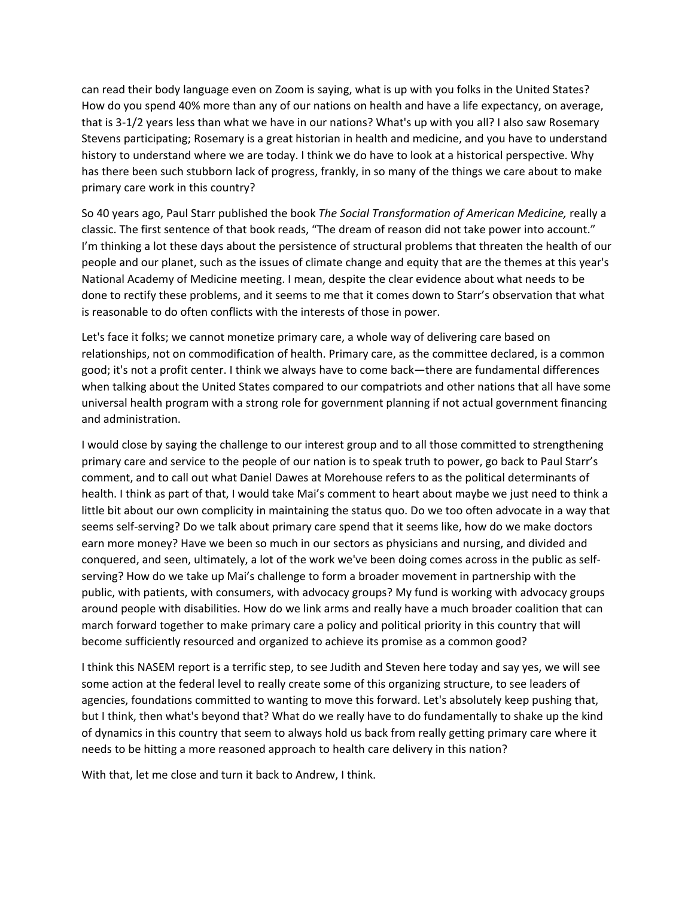can read their body language even on Zoom is saying, what is up with you folks in the United States? How do you spend 40% more than any of our nations on health and have a life expectancy, on average, that is 3-1/2 years less than what we have in our nations? What's up with you all? I also saw Rosemary Stevens participating; Rosemary is a great historian in health and medicine, and you have to understand history to understand where we are today. I think we do have to look at a historical perspective. Why has there been such stubborn lack of progress, frankly, in so many of the things we care about to make primary care work in this country?

So 40 years ago, Paul Starr published the book *The Social Transformation of American Medicine,* really a classic. The first sentence of that book reads, "The dream of reason did not take power into account." I'm thinking a lot these days about the persistence of structural problems that threaten the health of our people and our planet, such as the issues of climate change and equity that are the themes at this year's National Academy of Medicine meeting. I mean, despite the clear evidence about what needs to be done to rectify these problems, and it seems to me that it comes down to Starr's observation that what is reasonable to do often conflicts with the interests of those in power.

Let's face it folks; we cannot monetize primary care, a whole way of delivering care based on relationships, not on commodification of health. Primary care, as the committee declared, is a common good; it's not a profit center. I think we always have to come back—there are fundamental differences when talking about the United States compared to our compatriots and other nations that all have some universal health program with a strong role for government planning if not actual government financing and administration.

I would close by saying the challenge to our interest group and to all those committed to strengthening primary care and service to the people of our nation is to speak truth to power, go back to Paul Starr's comment, and to call out what Daniel Dawes at Morehouse refers to as the political determinants of health. I think as part of that, I would take Mai's comment to heart about maybe we just need to think a little bit about our own complicity in maintaining the status quo. Do we too often advocate in a way that seems self-serving? Do we talk about primary care spend that it seems like, how do we make doctors earn more money? Have we been so much in our sectors as physicians and nursing, and divided and conquered, and seen, ultimately, a lot of the work we've been doing comes across in the public as self-serving? How do we take up Mai's challenge to form a broader movement in partnership with the public, with patients, with consumers, with advocacy groups? My fund is working with advocacy groups around people with disabilities. How do we link arms and really have a much broader coalition that can march forward together to make primary care a policy and political priority in this country that will become sufficiently resourced and organized to achieve its promise as a common good?

I think this NASEM report is a terrific step, to see Judith and Steven here today and say yes, we will see some action at the federal level to really create some of this organizing structure, to see leaders of agencies, foundations committed to wanting to move this forward. Let's absolutely keep pushing that, but I think, then what's beyond that? What do we really have to do fundamentally to shake up the kind of dynamics in this country that seem to always hold us back from really getting primary care where it needs to be hitting a more reasoned approach to health care delivery in this nation?

With that, let me close and turn it back to Andrew, I think.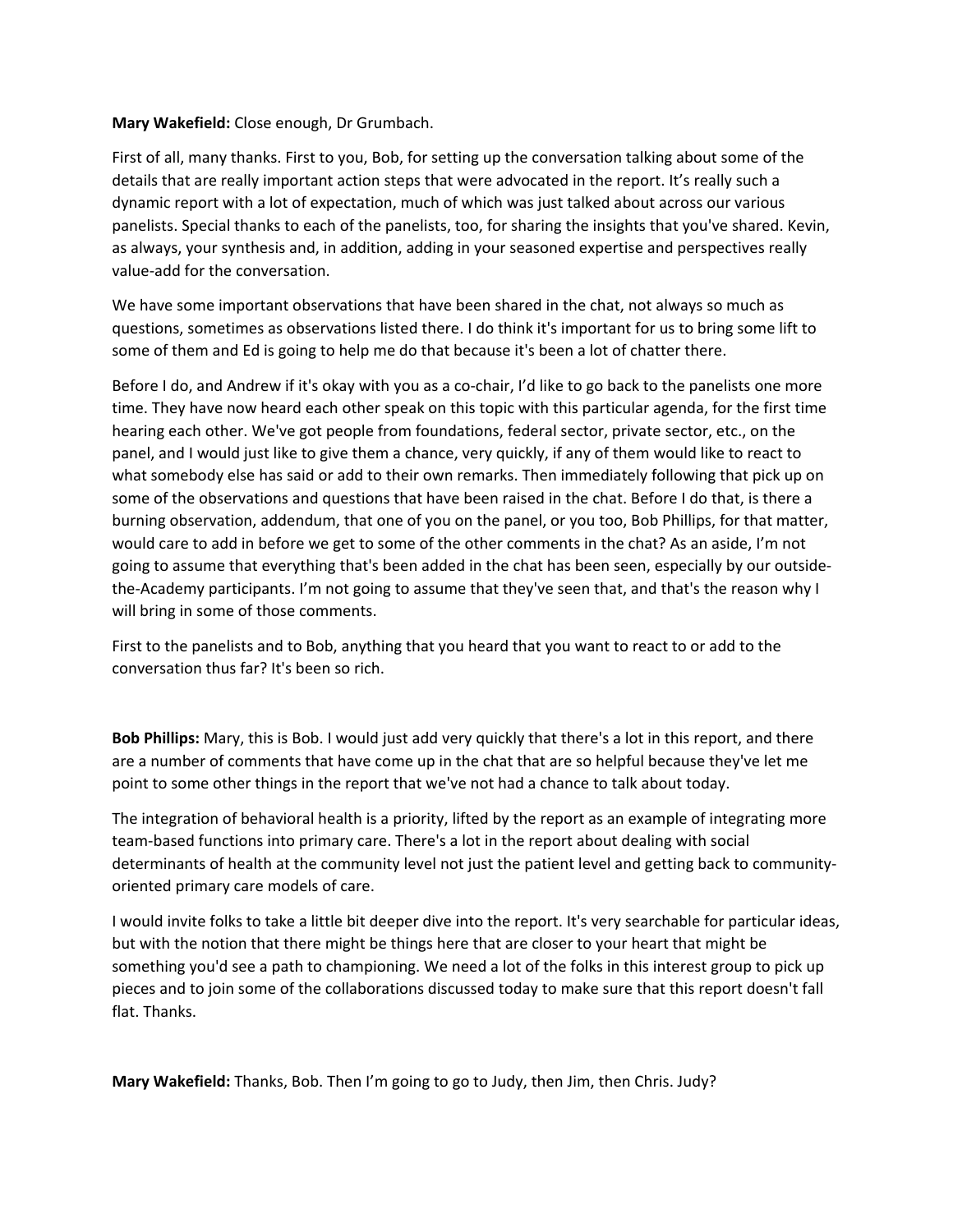**Mary Wakefield:** Close enough, Dr Grumbach.

First of all, many thanks. First to you, Bob, for setting up the conversation talking about some of the details that are really important action steps that were advocated in the report. It's really such a dynamic report with a lot of expectation, much of which was just talked about across our various panelists. Special thanks to each of the panelists, too, for sharing the insights that you've shared. Kevin, as always, your synthesis and, in addition, adding in your seasoned expertise and perspectives really value-add for the conversation.

We have some important observations that have been shared in the chat, not always so much as questions, sometimes as observations listed there. I do think it's important for us to bring some lift to some of them and Ed is going to help me do that because it's been a lot of chatter there.

Before I do, and Andrew if it's okay with you as a co-chair, I'd like to go back to the panelists one more time. They have now heard each other speak on this topic with this particular agenda, for the first time hearing each other. We've got people from foundations, federal sector, private sector, etc., on the panel, and I would just like to give them a chance, very quickly, if any of them would like to react to what somebody else has said or add to their own remarks. Then immediately following that pick up on some of the observations and questions that have been raised in the chat. Before I do that, is there a burning observation, addendum, that one of you on the panel, or you too, Bob Phillips, for that matter, would care to add in before we get to some of the other comments in the chat? As an aside, I'm not going to assume that everything that's been added in the chat has been seen, especially by our outside-the-Academy participants. I'm not going to assume that they've seen that, and that's the reason why I will bring in some of those comments.

First to the panelists and to Bob, anything that you heard that you want to react to or add to the conversation thus far? It's been so rich.

**Bob Phillips:** Mary, this is Bob. I would just add very quickly that there's a lot in this report, and there are a number of comments that have come up in the chat that are so helpful because they've let me point to some other things in the report that we've not had a chance to talk about today.

The integration of behavioral health is a priority, lifted by the report as an example of integrating more team-based functions into primary care. There's a lot in the report about dealing with social determinants of health at the community level not just the patient level and getting back to community-oriented primary care models of care.

I would invite folks to take a little bit deeper dive into the report. It's very searchable for particular ideas, but with the notion that there might be things here that are closer to your heart that might be something you'd see a path to championing. We need a lot of the folks in this interest group to pick up pieces and to join some of the collaborations discussed today to make sure that this report doesn't fall flat. Thanks.

**Mary Wakefield:** Thanks, Bob. Then I'm going to go to Judy, then Jim, then Chris. Judy?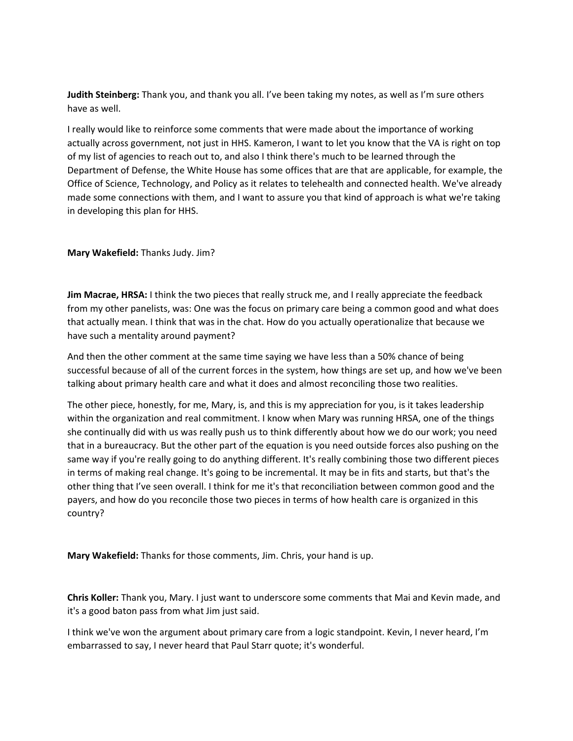**Judith Steinberg:** Thank you, and thank you all. I've been taking my notes, as well as I'm sure others have as well.

I really would like to reinforce some comments that were made about the importance of working actually across government, not just in HHS. Kameron, I want to let you know that the VA is right on top of my list of agencies to reach out to, and also I think there's much to be learned through the Department of Defense, the White House has some offices that are that are applicable, for example, the Office of Science, Technology, and Policy as it relates to telehealth and connected health. We've already made some connections with them, and I want to assure you that kind of approach is what we're taking in developing this plan for HHS.

**Mary Wakefield:** Thanks Judy. Jim?

**Jim Macrae, HRSA:** I think the two pieces that really struck me, and I really appreciate the feedback from my other panelists, was: One was the focus on primary care being a common good and what does that actually mean. I think that was in the chat. How do you actually operationalize that because we have such a mentality around payment?

And then the other comment at the same time saying we have less than a 50% chance of being successful because of all of the current forces in the system, how things are set up, and how we've been talking about primary health care and what it does and almost reconciling those two realities.

The other piece, honestly, for me, Mary, is, and this is my appreciation for you, is it takes leadership within the organization and real commitment. I know when Mary was running HRSA, one of the things she continually did with us was really push us to think differently about how we do our work; you need that in a bureaucracy. But the other part of the equation is you need outside forces also pushing on the same way if you're really going to do anything different. It's really combining those two different pieces in terms of making real change. It's going to be incremental. It may be in fits and starts, but that's the other thing that I've seen overall. I think for me it's that reconciliation between common good and the payers, and how do you reconcile those two pieces in terms of how health care is organized in this country?

**Mary Wakefield:** Thanks for those comments, Jim. Chris, your hand is up.

**Chris Koller:** Thank you, Mary. I just want to underscore some comments that Mai and Kevin made, and it's a good baton pass from what Jim just said.

I think we've won the argument about primary care from a logic standpoint. Kevin, I never heard, I'm embarrassed to say, I never heard that Paul Starr quote; it's wonderful.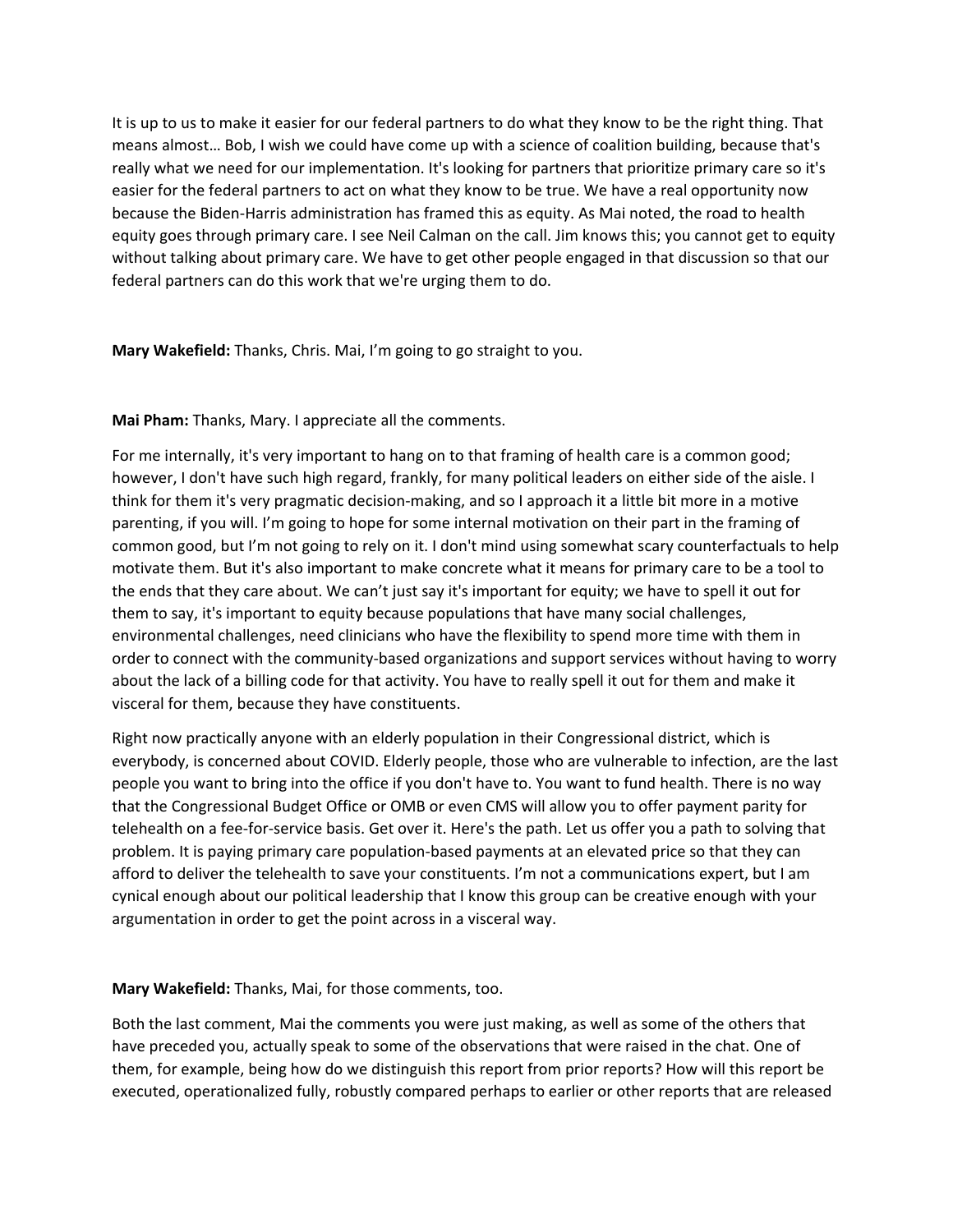It is up to us to make it easier for our federal partners to do what they know to be the right thing. That means almost… Bob, I wish we could have come up with a science of coalition building, because that's really what we need for our implementation. It's looking for partners that prioritize primary care so it's easier for the federal partners to act on what they know to be true. We have a real opportunity now because the Biden-Harris administration has framed this as equity. As Mai noted, the road to health equity goes through primary care. I see Neil Calman on the call. Jim knows this; you cannot get to equity without talking about primary care. We have to get other people engaged in that discussion so that our federal partners can do this work that we're urging them to do.

**Mary Wakefield:** Thanks, Chris. Mai, I'm going to go straight to you.

**Mai Pham:** Thanks, Mary. I appreciate all the comments.

For me internally, it's very important to hang on to that framing of health care is a common good; however, I don't have such high regard, frankly, for many political leaders on either side of the aisle. I think for them it's very pragmatic decision-making, and so I approach it a little bit more in a motive parenting, if you will. I'm going to hope for some internal motivation on their part in the framing of common good, but I'm not going to rely on it. I don't mind using somewhat scary counterfactuals to help motivate them. But it's also important to make concrete what it means for primary care to be a tool to the ends that they care about. We can't just say it's important for equity; we have to spell it out for them to say, it's important to equity because populations that have many social challenges, environmental challenges, need clinicians who have the flexibility to spend more time with them in order to connect with the community-based organizations and support services without having to worry about the lack of a billing code for that activity. You have to really spell it out for them and make it visceral for them, because they have constituents.

Right now practically anyone with an elderly population in their Congressional district, which is everybody, is concerned about COVID. Elderly people, those who are vulnerable to infection, are the last people you want to bring into the office if you don't have to. You want to fund health. There is no way that the Congressional Budget Office or OMB or even CMS will allow you to offer payment parity for telehealth on a fee-for-service basis. Get over it. Here's the path. Let us offer you a path to solving that problem. It is paying primary care population-based payments at an elevated price so that they can afford to deliver the telehealth to save your constituents. I'm not a communications expert, but I am cynical enough about our political leadership that I know this group can be creative enough with your argumentation in order to get the point across in a visceral way.

**Mary Wakefield:** Thanks, Mai, for those comments, too.

Both the last comment, Mai the comments you were just making, as well as some of the others that have preceded you, actually speak to some of the observations that were raised in the chat. One of them, for example, being how do we distinguish this report from prior reports? How will this report be executed, operationalized fully, robustly compared perhaps to earlier or other reports that are released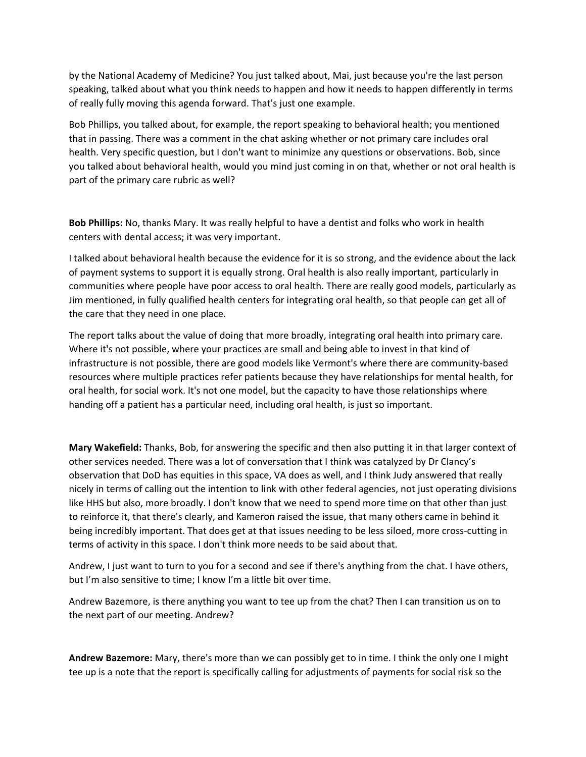by the National Academy of Medicine? You just talked about, Mai, just because you're the last person speaking, talked about what you think needs to happen and how it needs to happen differently in terms of really fully moving this agenda forward. That's just one example.

Bob Phillips, you talked about, for example, the report speaking to behavioral health; you mentioned that in passing. There was a comment in the chat asking whether or not primary care includes oral health. Very specific question, but I don't want to minimize any questions or observations. Bob, since you talked about behavioral health, would you mind just coming in on that, whether or not oral health is part of the primary care rubric as well?

**Bob Phillips:** No, thanks Mary. It was really helpful to have a dentist and folks who work in health centers with dental access; it was very important.

I talked about behavioral health because the evidence for it is so strong, and the evidence about the lack of payment systems to support it is equally strong. Oral health is also really important, particularly in communities where people have poor access to oral health. There are really good models, particularly as Jim mentioned, in fully qualified health centers for integrating oral health, so that people can get all of the care that they need in one place.

The report talks about the value of doing that more broadly, integrating oral health into primary care. Where it's not possible, where your practices are small and being able to invest in that kind of infrastructure is not possible, there are good models like Vermont's where there are community-based resources where multiple practices refer patients because they have relationships for mental health, for oral health, for social work. It's not one model, but the capacity to have those relationships where handing off a patient has a particular need, including oral health, is just so important.

**Mary Wakefield:** Thanks, Bob, for answering the specific and then also putting it in that larger context of other services needed. There was a lot of conversation that I think was catalyzed by Dr Clancy's observation that DoD has equities in this space, VA does as well, and I think Judy answered that really nicely in terms of calling out the intention to link with other federal agencies, not just operating divisions like HHS but also, more broadly. I don't know that we need to spend more time on that other than just to reinforce it, that there's clearly, and Kameron raised the issue, that many others came in behind it being incredibly important. That does get at that issues needing to be less siloed, more cross-cutting in terms of activity in this space. I don't think more needs to be said about that.

Andrew, I just want to turn to you for a second and see if there's anything from the chat. I have others, but I'm also sensitive to time; I know I'm a little bit over time.

Andrew Bazemore, is there anything you want to tee up from the chat? Then I can transition us on to the next part of our meeting. Andrew?

**Andrew Bazemore:** Mary, there's more than we can possibly get to in time. I think the only one I might tee up is a note that the report is specifically calling for adjustments of payments for social risk so the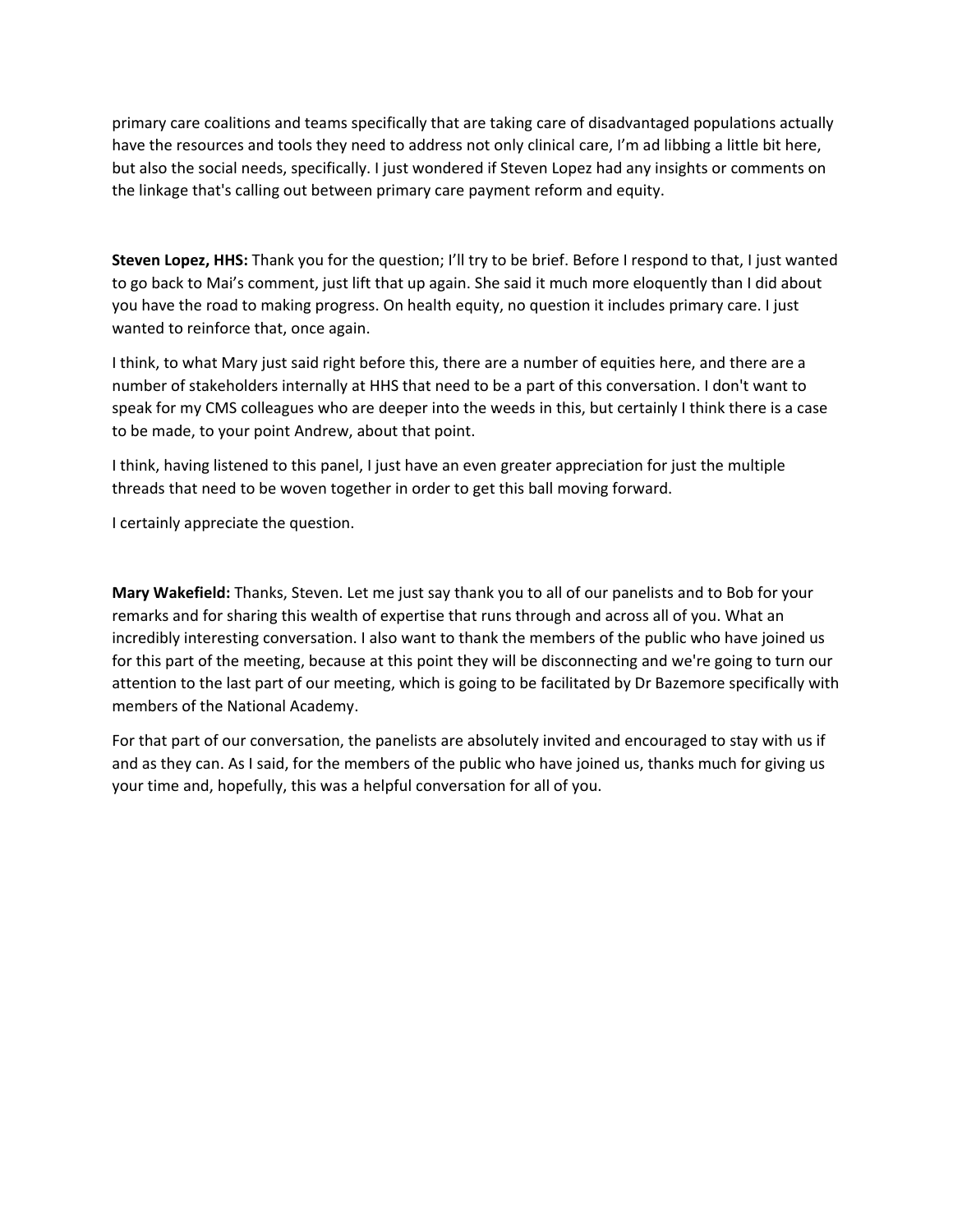primary care coalitions and teams specifically that are taking care of disadvantaged populations actually have the resources and tools they need to address not only clinical care, I'm ad libbing a little bit here, but also the social needs, specifically. I just wondered if Steven Lopez had any insights or comments on the linkage that's calling out between primary care payment reform and equity.

**Steven Lopez, HHS:** Thank you for the question; I'll try to be brief. Before I respond to that, I just wanted to go back to Mai's comment, just lift that up again. She said it much more eloquently than I did about you have the road to making progress. On health equity, no question it includes primary care. I just wanted to reinforce that, once again.

I think, to what Mary just said right before this, there are a number of equities here, and there are a number of stakeholders internally at HHS that need to be a part of this conversation. I don't want to speak for my CMS colleagues who are deeper into the weeds in this, but certainly I think there is a case to be made, to your point Andrew, about that point.

I think, having listened to this panel, I just have an even greater appreciation for just the multiple threads that need to be woven together in order to get this ball moving forward.

I certainly appreciate the question.

**Mary Wakefield:** Thanks, Steven. Let me just say thank you to all of our panelists and to Bob for your remarks and for sharing this wealth of expertise that runs through and across all of you. What an incredibly interesting conversation. I also want to thank the members of the public who have joined us for this part of the meeting, because at this point they will be disconnecting and we're going to turn our attention to the last part of our meeting, which is going to be facilitated by Dr Bazemore specifically with members of the National Academy.

For that part of our conversation, the panelists are absolutely invited and encouraged to stay with us if and as they can. As I said, for the members of the public who have joined us, thanks much for giving us your time and, hopefully, this was a helpful conversation for all of you.